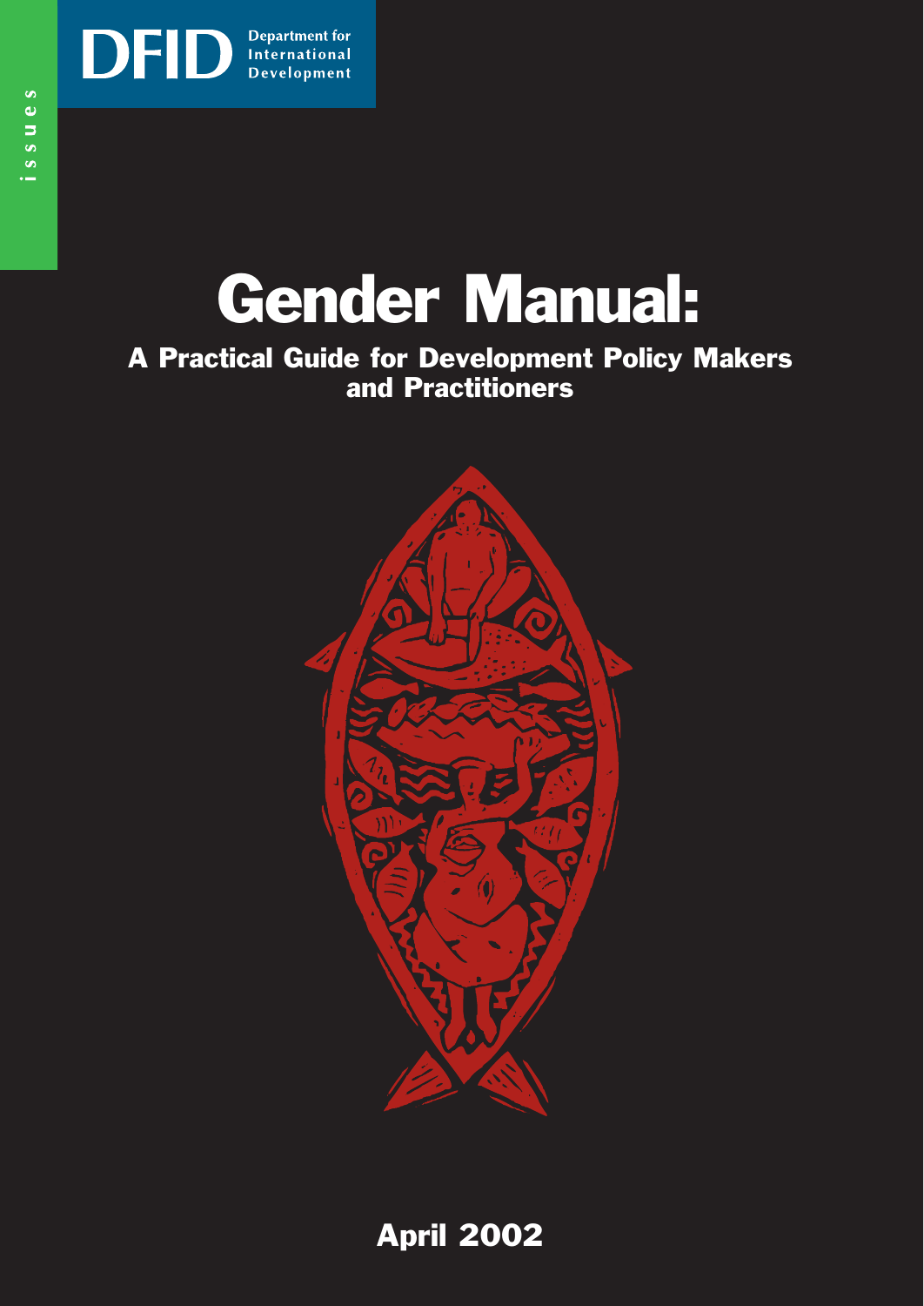issues

DFID Department for International Development

# Gender Manual:

## A Practical Guide for Development Policy Makers and Practitioners

April 2002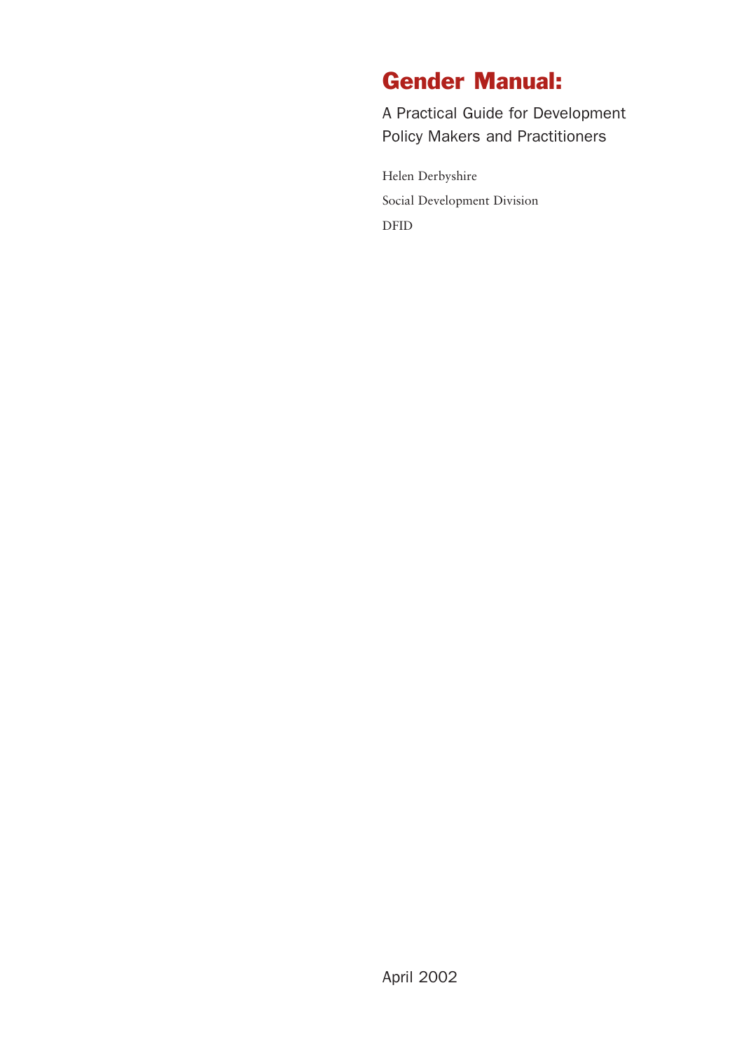# Gender Manual:

A Practical Guide for Development Policy Makers and Practitioners

Helen Derbyshire

Social Development Division

DFID

April 2002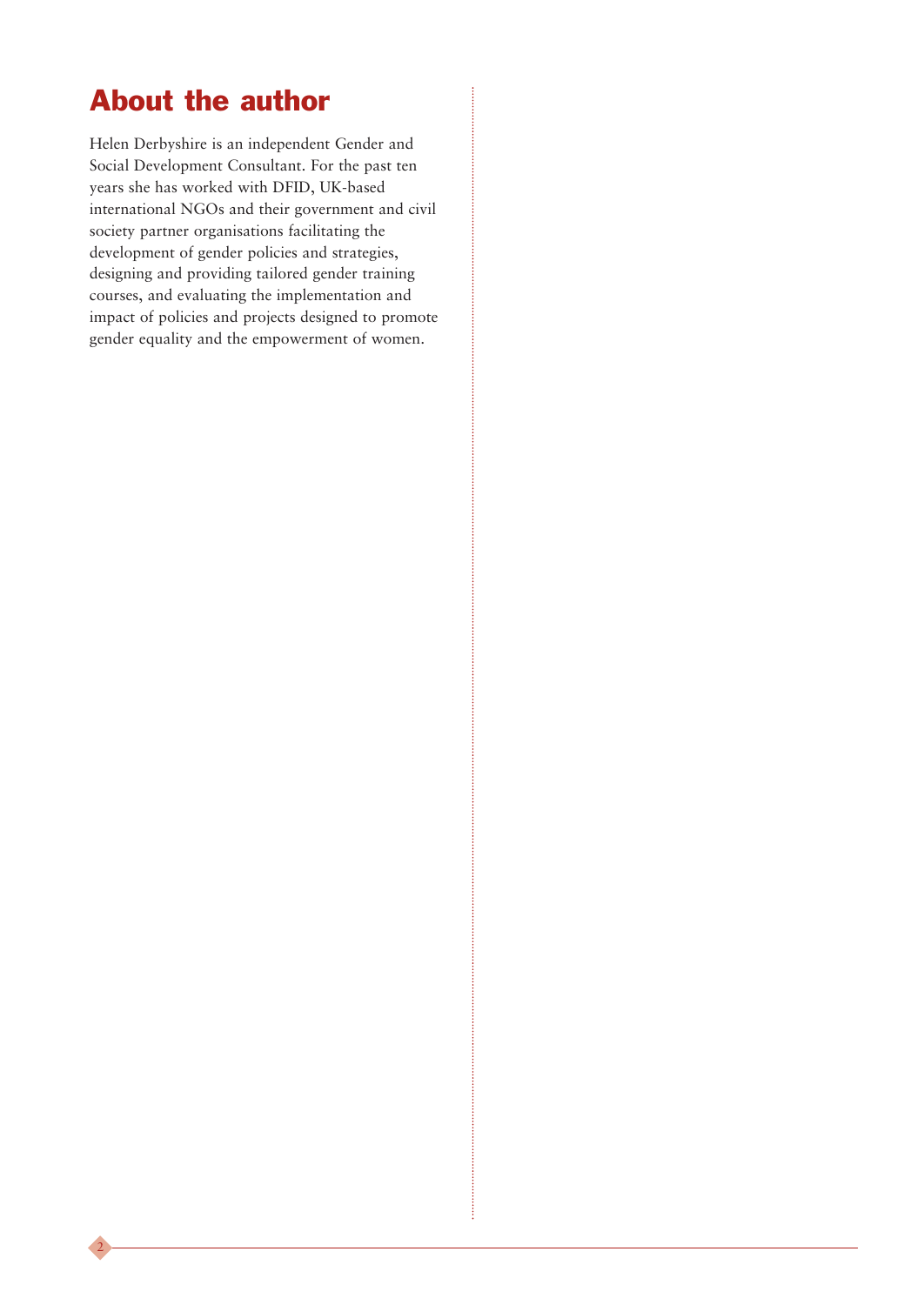# About the author

Helen Derbyshire is an independent Gender and Social Development Consultant. For the past ten years she has worked with DFID, UK-based international NGOs and their government and civil society partner organisations facilitating the development of gender policies and strategies, designing and providing tailored gender training courses, and evaluating the implementation and impact of policies and projects designed to promote gender equality and the empowerment of women.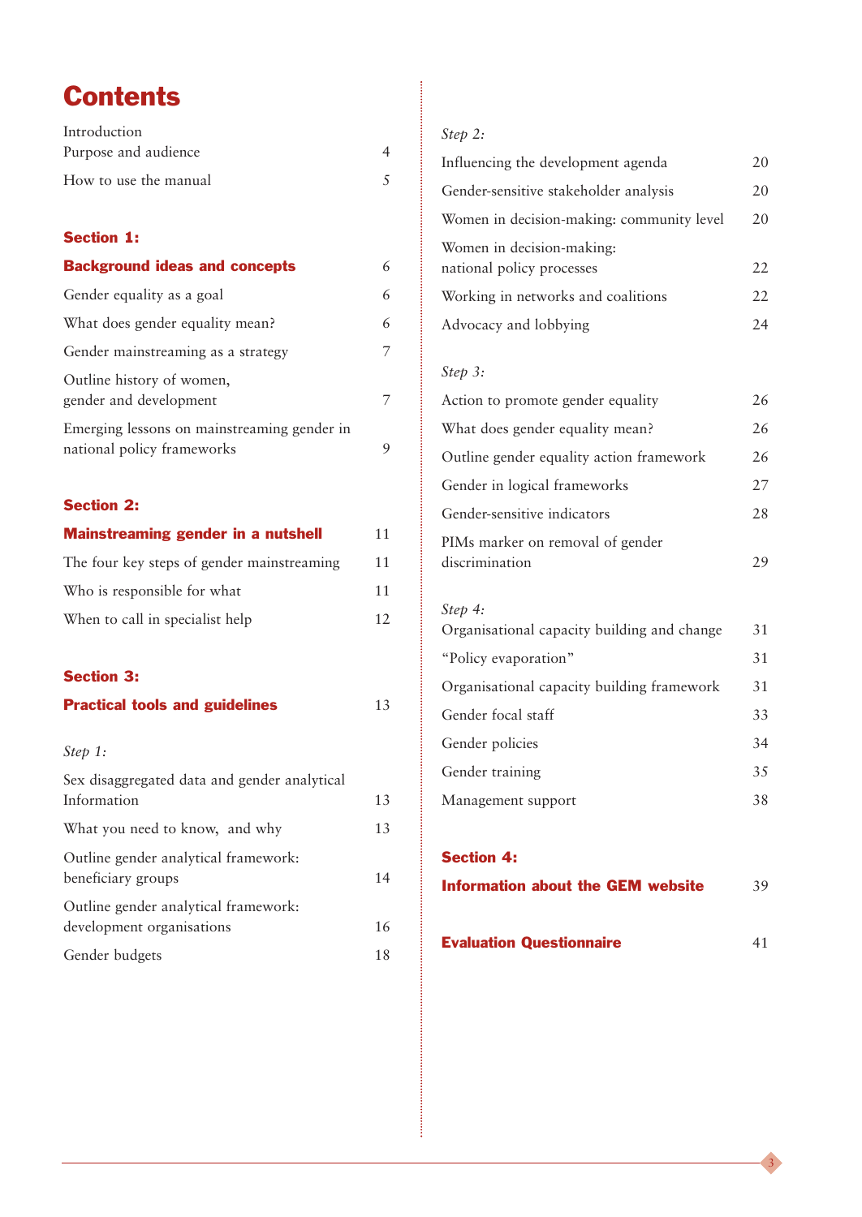# Contents

| | |
|---|---|
| Introduction | |
| Purpose and audience | 4 |
| How to use the manual | 5 |

## Section 1:

| | |
|---|---|
| **Background ideas and concepts** | 6 |
| Gender equality as a goal | 6 |
| What does gender equality mean? | 6 |
| Gender mainstreaming as a strategy | 7 |
| Outline history of women, gender and development | 7 |
| Emerging lessons on mainstreaming gender in national policy frameworks | 9 |

## Section 2:

| | |
|---|---|
| **Mainstreaming gender in a nutshell** | 11 |
| The four key steps of gender mainstreaming | 11 |
| Who is responsible for what | 11 |
| When to call in specialist help | 12 |

## Section 3:

| | |
|---|---|
| **Practical tools and guidelines** | 13 |

*Step 1:*

| | |
|---|---|
| Sex disaggregated data and gender analytical Information | 13 |
| What you need to know, and why | 13 |
| Outline gender analytical framework: beneficiary groups | 14 |
| Outline gender analytical framework: development organisations | 16 |
| Gender budgets | 18 |

*Step 2:*

| | |
|---|---|
| Influencing the development agenda | 20 |
| Gender-sensitive stakeholder analysis | 20 |
| Women in decision-making: community level | 20 |
| Women in decision-making: national policy processes | 22 |
| Working in networks and coalitions | 22 |
| Advocacy and lobbying | 24 |

*Step 3:*

| | |
|---|---|
| Action to promote gender equality | 26 |
| What does gender equality mean? | 26 |
| Outline gender equality action framework | 26 |
| Gender in logical frameworks | 27 |
| Gender-sensitive indicators | 28 |
| PIMs marker on removal of gender discrimination | 29 |

*Step 4:*

| | |
|---|---|
| Organisational capacity building and change | 31 |
| "Policy evaporation" | 31 |
| Organisational capacity building framework | 31 |
| Gender focal staff | 33 |
| Gender policies | 34 |
| Gender training | 35 |
| Management support | 38 |

## Section 4:

| | |
|---|---|
| **Information about the GEM website** | 39 |
| **Evaluation Questionnaire** | 41 |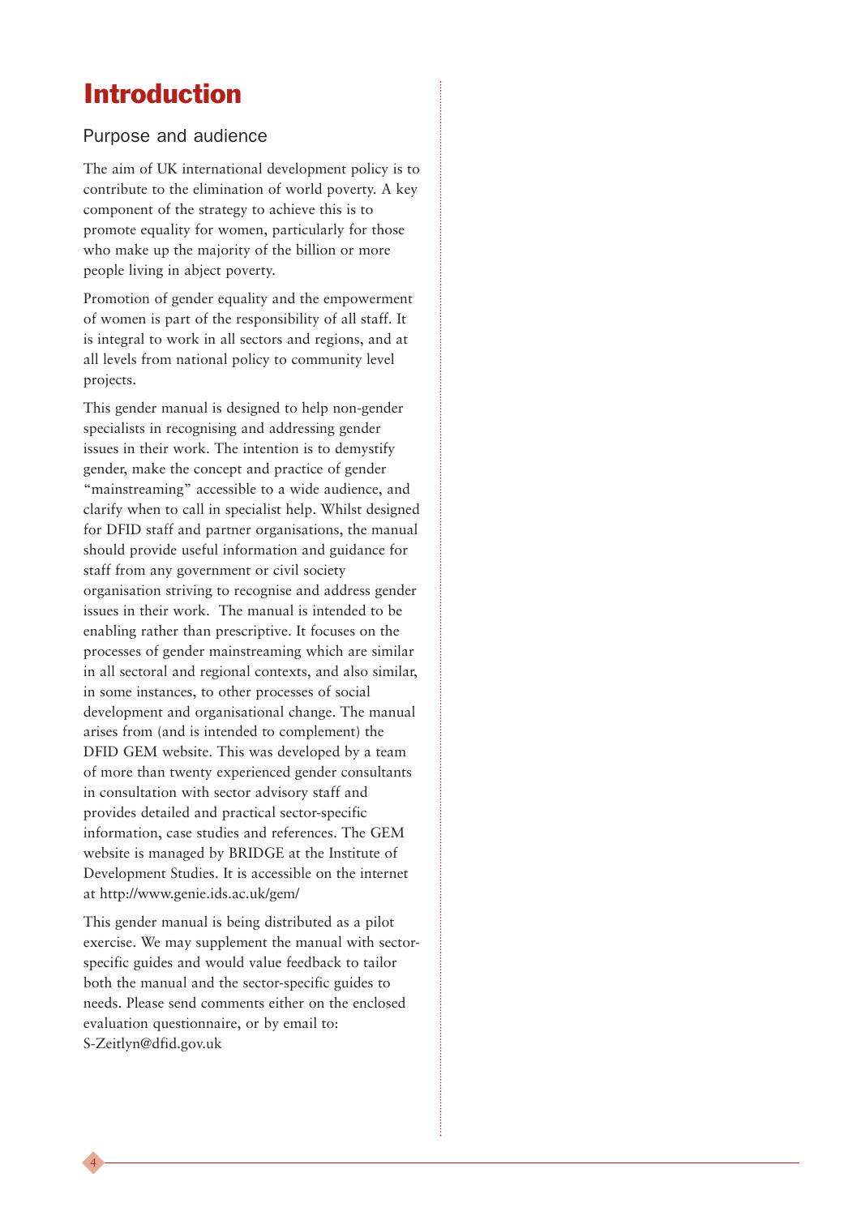# Introduction

## Purpose and audience

The aim of UK international development policy is to contribute to the elimination of world poverty. A key component of the strategy to achieve this is to promote equality for women, particularly for those who make up the majority of the billion or more people living in abject poverty.

Promotion of gender equality and the empowerment of women is part of the responsibility of all staff. It is integral to work in all sectors and regions, and at all levels from national policy to community level projects.

This gender manual is designed to help non-gender specialists in recognising and addressing gender issues in their work. The intention is to demystify gender, make the concept and practice of gender "mainstreaming" accessible to a wide audience, and clarify when to call in specialist help. Whilst designed for DFID staff and partner organisations, the manual should provide useful information and guidance for staff from any government or civil society organisation striving to recognise and address gender issues in their work. The manual is intended to be enabling rather than prescriptive. It focuses on the processes of gender mainstreaming which are similar in all sectoral and regional contexts, and also similar, in some instances, to other processes of social development and organisational change. The manual arises from (and is intended to complement) the DFID GEM website. This was developed by a team of more than twenty experienced gender consultants in consultation with sector advisory staff and provides detailed and practical sector-specific information, case studies and references. The GEM website is managed by BRIDGE at the Institute of Development Studies. It is accessible on the internet at http://www.genie.ids.ac.uk/gem/

This gender manual is being distributed as a pilot exercise. We may supplement the manual with sector-specific guides and would value feedback to tailor both the manual and the sector-specific guides to needs. Please send comments either on the enclosed evaluation questionnaire, or by email to: S-Zeitlyn@dfid.gov.uk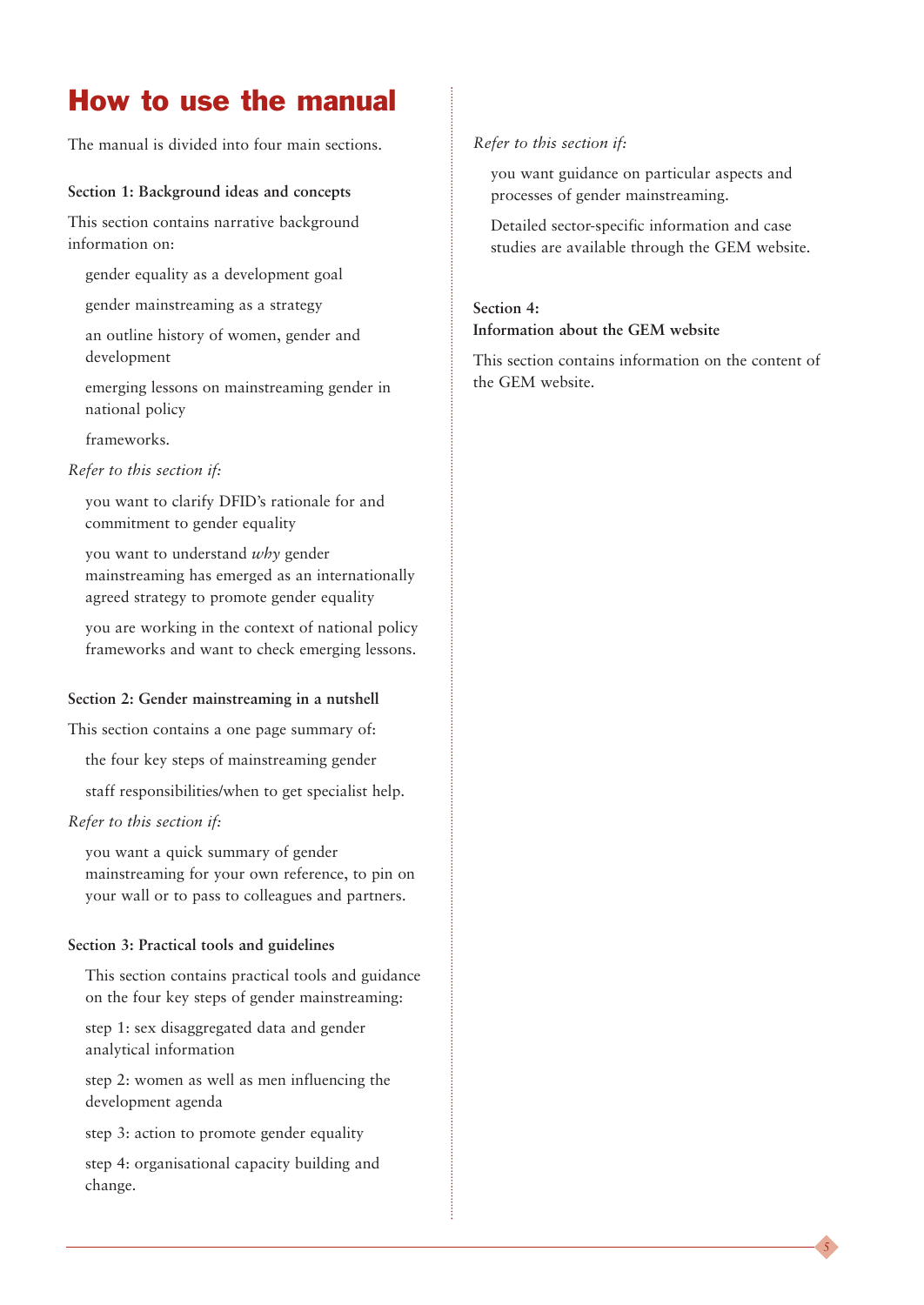# How to use the manual

The manual is divided into four main sections.

**Section 1: Background ideas and concepts**

This section contains narrative background information on:

- gender equality as a development goal
- gender mainstreaming as a strategy
- an outline history of women, gender and development
- emerging lessons on mainstreaming gender in national policy
- frameworks.

*Refer to this section if:*

- you want to clarify DFID's rationale for and commitment to gender equality
- you want to understand *why* gender mainstreaming has emerged as an internationally agreed strategy to promote gender equality
- you are working in the context of national policy frameworks and want to check emerging lessons.

**Section 2: Gender mainstreaming in a nutshell**

This section contains a one page summary of:

- the four key steps of mainstreaming gender
- staff responsibilities/when to get specialist help.

*Refer to this section if:*

- you want a quick summary of gender mainstreaming for your own reference, to pin on your wall or to pass to colleagues and partners.

**Section 3: Practical tools and guidelines**

This section contains practical tools and guidance on the four key steps of gender mainstreaming:

- step 1: sex disaggregated data and gender analytical information
- step 2: women as well as men influencing the development agenda
- step 3: action to promote gender equality
- step 4: organisational capacity building and change.

*Refer to this section if:*

- you want guidance on particular aspects and processes of gender mainstreaming.
- Detailed sector-specific information and case studies are available through the GEM website.

**Section 4:**
**Information about the GEM website**

This section contains information on the content of the GEM website.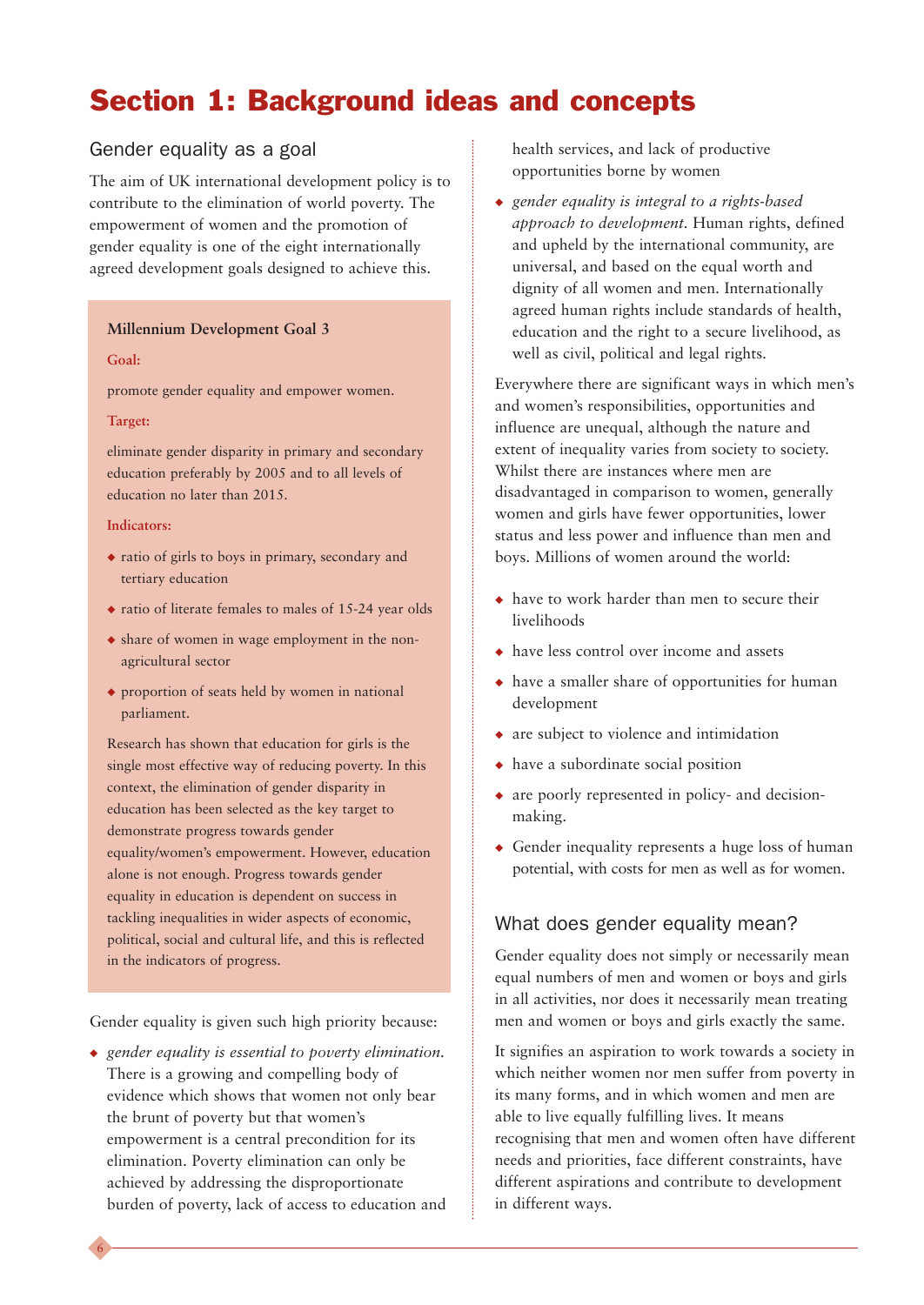# Section 1: Background ideas and concepts

## Gender equality as a goal

The aim of UK international development policy is to contribute to the elimination of world poverty. The empowerment of women and the promotion of gender equality is one of the eight internationally agreed development goals designed to achieve this.

> **Millennium Development Goal 3**
>
> **Goal:**
>
> promote gender equality and empower women.
>
> **Target:**
>
> eliminate gender disparity in primary and secondary education preferably by 2005 and to all levels of education no later than 2015.
>
> **Indicators:**
>
> - ratio of girls to boys in primary, secondary and tertiary education
> - ratio of literate females to males of 15-24 year olds
> - share of women in wage employment in the non-agricultural sector
> - proportion of seats held by women in national parliament.
>
> Research has shown that education for girls is the single most effective way of reducing poverty. In this context, the elimination of gender disparity in education has been selected as the key target to demonstrate progress towards gender equality/women's empowerment. However, education alone is not enough. Progress towards gender equality in education is dependent on success in tackling inequalities in wider aspects of economic, political, social and cultural life, and this is reflected in the indicators of progress.

Gender equality is given such high priority because:

- *gender equality is essential to poverty elimination.* There is a growing and compelling body of evidence which shows that women not only bear the brunt of poverty but that women's empowerment is a central precondition for its elimination. Poverty elimination can only be achieved by addressing the disproportionate burden of poverty, lack of access to education and health services, and lack of productive opportunities borne by women
- *gender equality is integral to a rights-based approach to development.* Human rights, defined and upheld by the international community, are universal, and based on the equal worth and dignity of all women and men. Internationally agreed human rights include standards of health, education and the right to a secure livelihood, as well as civil, political and legal rights.

Everywhere there are significant ways in which men's and women's responsibilities, opportunities and influence are unequal, although the nature and extent of inequality varies from society to society. Whilst there are instances where men are disadvantaged in comparison to women, generally women and girls have fewer opportunities, lower status and less power and influence than men and boys. Millions of women around the world:

- have to work harder than men to secure their livelihoods
- have less control over income and assets
- have a smaller share of opportunities for human development
- are subject to violence and intimidation
- have a subordinate social position
- are poorly represented in policy- and decision-making.
- Gender inequality represents a huge loss of human potential, with costs for men as well as for women.

## What does gender equality mean?

Gender equality does not simply or necessarily mean equal numbers of men and women or boys and girls in all activities, nor does it necessarily mean treating men and women or boys and girls exactly the same.

It signifies an aspiration to work towards a society in which neither women nor men suffer from poverty in its many forms, and in which women and men are able to live equally fulfilling lives. It means recognising that men and women often have different needs and priorities, face different constraints, have different aspirations and contribute to development in different ways.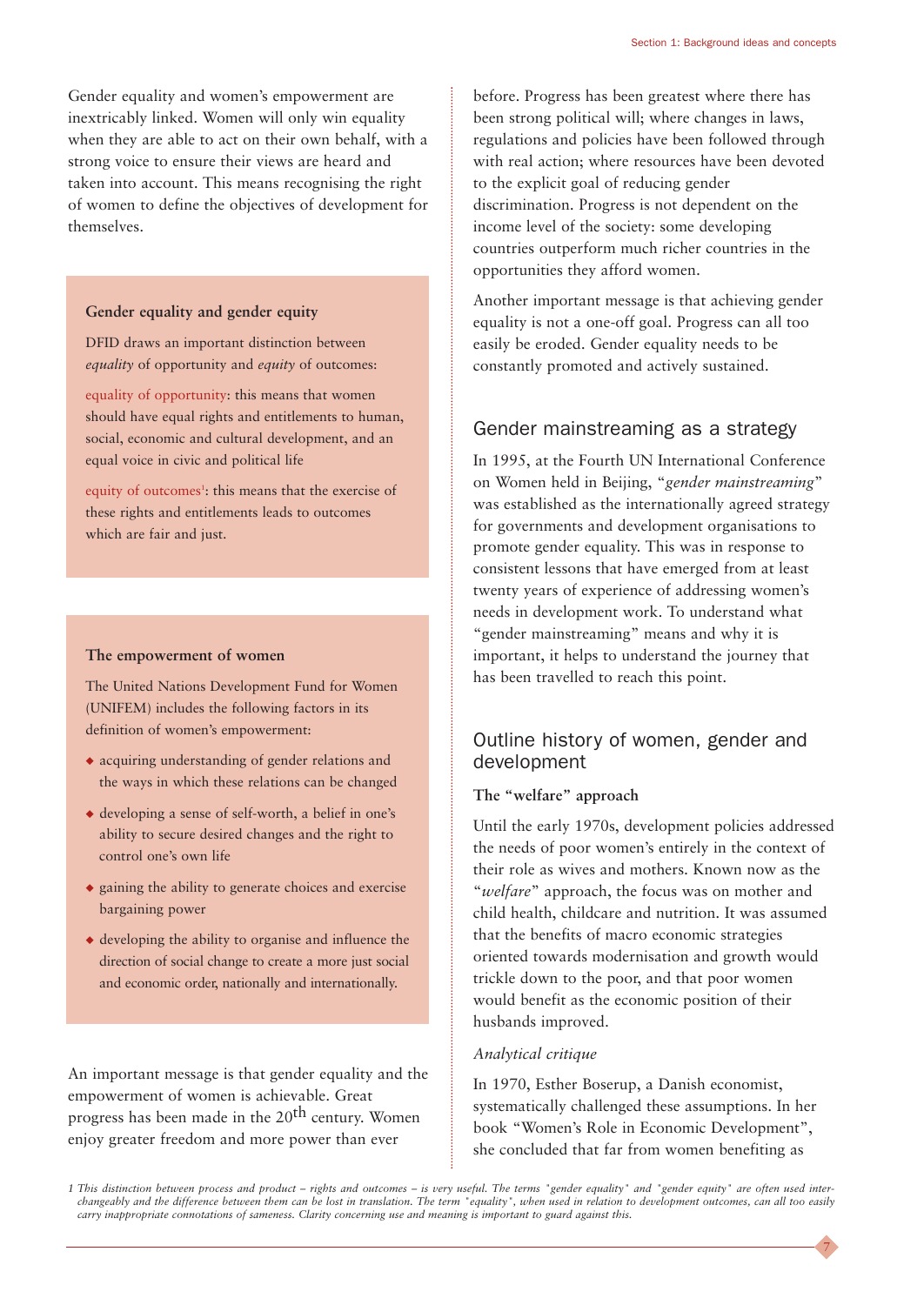Gender equality and women's empowerment are inextricably linked. Women will only win equality when they are able to act on their own behalf, with a strong voice to ensure their views are heard and taken into account. This means recognising the right of women to define the objectives of development for themselves.

### Gender equality and gender equity

DFID draws an important distinction between *equality* of opportunity and *equity* of outcomes:

equality of opportunity: this means that women should have equal rights and entitlements to human, social, economic and cultural development, and an equal voice in civic and political life

equity of outcomes[1]: this means that the exercise of these rights and entitlements leads to outcomes which are fair and just.

### The empowerment of women

The United Nations Development Fund for Women (UNIFEM) includes the following factors in its definition of women's empowerment:

- acquiring understanding of gender relations and the ways in which these relations can be changed
- developing a sense of self-worth, a belief in one's ability to secure desired changes and the right to control one's own life
- gaining the ability to generate choices and exercise bargaining power
- developing the ability to organise and influence the direction of social change to create a more just social and economic order, nationally and internationally.

An important message is that gender equality and the empowerment of women is achievable. Great progress has been made in the 20th century. Women enjoy greater freedom and more power than ever before. Progress has been greatest where there has been strong political will; where changes in laws, regulations and policies have been followed through with real action; where resources have been devoted to the explicit goal of reducing gender discrimination. Progress is not dependent on the income level of the society: some developing countries outperform much richer countries in the opportunities they afford women.

Another important message is that achieving gender equality is not a one-off goal. Progress can all too easily be eroded. Gender equality needs to be constantly promoted and actively sustained.

## Gender mainstreaming as a strategy

In 1995, at the Fourth UN International Conference on Women held in Beijing, "*gender mainstreaming*" was established as the internationally agreed strategy for governments and development organisations to promote gender equality. This was in response to consistent lessons that have emerged from at least twenty years of experience of addressing women's needs in development work. To understand what "gender mainstreaming" means and why it is important, it helps to understand the journey that has been travelled to reach this point.

## Outline history of women, gender and development

### The "welfare" approach

Until the early 1970s, development policies addressed the needs of poor women's entirely in the context of their role as wives and mothers. Known now as the "*welfare*" approach, the focus was on mother and child health, childcare and nutrition. It was assumed that the benefits of macro economic strategies oriented towards modernisation and growth would trickle down to the poor, and that poor women would benefit as the economic position of their husbands improved.

*Analytical critique*

In 1970, Esther Boserup, a Danish economist, systematically challenged these assumptions. In her book "Women's Role in Economic Development", she concluded that far from women benefiting as

1 *This distinction between process and product – rights and outcomes – is very useful. The terms "gender equality" and "gender equity" are often used interchangeably and the difference between them can be lost in translation. The term "equality", when used in relation to development outcomes, can all too easily carry inappropriate connotations of sameness. Clarity concerning use and meaning is important to guard against this.*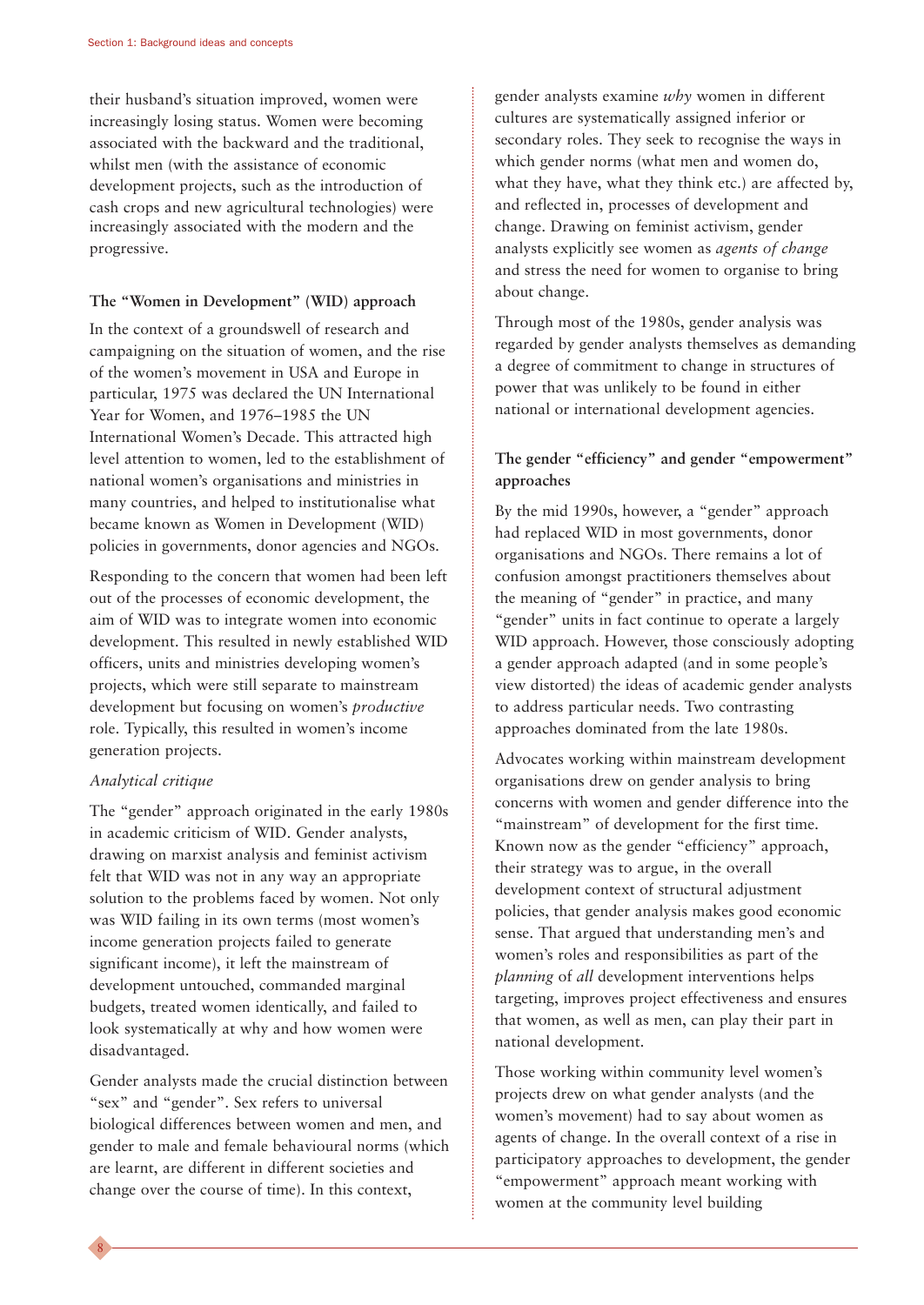their husband's situation improved, women were increasingly losing status. Women were becoming associated with the backward and the traditional, whilst men (with the assistance of economic development projects, such as the introduction of cash crops and new agricultural technologies) were increasingly associated with the modern and the progressive.

### The "Women in Development" (WID) approach

In the context of a groundswell of research and campaigning on the situation of women, and the rise of the women's movement in USA and Europe in particular, 1975 was declared the UN International Year for Women, and 1976–1985 the UN International Women's Decade. This attracted high level attention to women, led to the establishment of national women's organisations and ministries in many countries, and helped to institutionalise what became known as Women in Development (WID) policies in governments, donor agencies and NGOs.

Responding to the concern that women had been left out of the processes of economic development, the aim of WID was to integrate women into economic development. This resulted in newly established WID officers, units and ministries developing women's projects, which were still separate to mainstream development but focusing on women's *productive* role. Typically, this resulted in women's income generation projects.

*Analytical critique*

The "gender" approach originated in the early 1980s in academic criticism of WID. Gender analysts, drawing on marxist analysis and feminist activism felt that WID was not in any way an appropriate solution to the problems faced by women. Not only was WID failing in its own terms (most women's income generation projects failed to generate significant income), it left the mainstream of development untouched, commanded marginal budgets, treated women identically, and failed to look systematically at why and how women were disadvantaged.

Gender analysts made the crucial distinction between "sex" and "gender". Sex refers to universal biological differences between women and men, and gender to male and female behavioural norms (which are learnt, are different in different societies and change over the course of time). In this context, gender analysts examine *why* women in different cultures are systematically assigned inferior or secondary roles. They seek to recognise the ways in which gender norms (what men and women do, what they have, what they think etc.) are affected by, and reflected in, processes of development and change. Drawing on feminist activism, gender analysts explicitly see women as *agents of change* and stress the need for women to organise to bring about change.

Through most of the 1980s, gender analysis was regarded by gender analysts themselves as demanding a degree of commitment to change in structures of power that was unlikely to be found in either national or international development agencies.

### The gender "efficiency" and gender "empowerment" approaches

By the mid 1990s, however, a "gender" approach had replaced WID in most governments, donor organisations and NGOs. There remains a lot of confusion amongst practitioners themselves about the meaning of "gender" in practice, and many "gender" units in fact continue to operate a largely WID approach. However, those consciously adopting a gender approach adapted (and in some people's view distorted) the ideas of academic gender analysts to address particular needs. Two contrasting approaches dominated from the late 1980s.

Advocates working within mainstream development organisations drew on gender analysis to bring concerns with women and gender difference into the "mainstream" of development for the first time. Known now as the gender "efficiency" approach, their strategy was to argue, in the overall development context of structural adjustment policies, that gender analysis makes good economic sense. That argued that understanding men's and women's roles and responsibilities as part of the *planning* of *all* development interventions helps targeting, improves project effectiveness and ensures that women, as well as men, can play their part in national development.

Those working within community level women's projects drew on what gender analysts (and the women's movement) had to say about women as agents of change. In the overall context of a rise in participatory approaches to development, the gender "empowerment" approach meant working with women at the community level building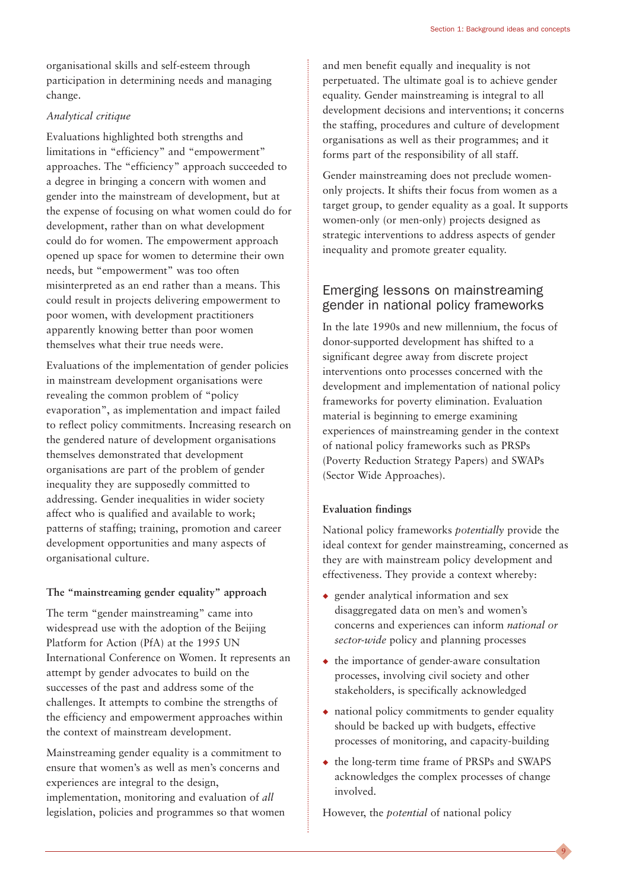organisational skills and self-esteem through participation in determining needs and managing change.

*Analytical critique*

Evaluations highlighted both strengths and limitations in "efficiency" and "empowerment" approaches. The "efficiency" approach succeeded to a degree in bringing a concern with women and gender into the mainstream of development, but at the expense of focusing on what women could do for development, rather than on what development could do for women. The empowerment approach opened up space for women to determine their own needs, but "empowerment" was too often misinterpreted as an end rather than a means. This could result in projects delivering empowerment to poor women, with development practitioners apparently knowing better than poor women themselves what their true needs were.

Evaluations of the implementation of gender policies in mainstream development organisations were revealing the common problem of "policy evaporation", as implementation and impact failed to reflect policy commitments. Increasing research on the gendered nature of development organisations themselves demonstrated that development organisations are part of the problem of gender inequality they are supposedly committed to addressing. Gender inequalities in wider society affect who is qualified and available to work; patterns of staffing; training, promotion and career development opportunities and many aspects of organisational culture.

**The "mainstreaming gender equality" approach**

The term "gender mainstreaming" came into widespread use with the adoption of the Beijing Platform for Action (PfA) at the 1995 UN International Conference on Women. It represents an attempt by gender advocates to build on the successes of the past and address some of the challenges. It attempts to combine the strengths of the efficiency and empowerment approaches within the context of mainstream development.

Mainstreaming gender equality is a commitment to ensure that women's as well as men's concerns and experiences are integral to the design, implementation, monitoring and evaluation of *all* legislation, policies and programmes so that women and men benefit equally and inequality is not perpetuated. The ultimate goal is to achieve gender equality. Gender mainstreaming is integral to all development decisions and interventions; it concerns the staffing, procedures and culture of development organisations as well as their programmes; and it forms part of the responsibility of all staff.

Gender mainstreaming does not preclude women-only projects. It shifts their focus from women as a target group, to gender equality as a goal. It supports women-only (or men-only) projects designed as strategic interventions to address aspects of gender inequality and promote greater equality.

## Emerging lessons on mainstreaming gender in national policy frameworks

In the late 1990s and new millennium, the focus of donor-supported development has shifted to a significant degree away from discrete project interventions onto processes concerned with the development and implementation of national policy frameworks for poverty elimination. Evaluation material is beginning to emerge examining experiences of mainstreaming gender in the context of national policy frameworks such as PRSPs (Poverty Reduction Strategy Papers) and SWAPs (Sector Wide Approaches).

**Evaluation findings**

National policy frameworks *potentially* provide the ideal context for gender mainstreaming, concerned as they are with mainstream policy development and effectiveness. They provide a context whereby:

- gender analytical information and sex disaggregated data on men's and women's concerns and experiences can inform *national or sector-wide* policy and planning processes
- the importance of gender-aware consultation processes, involving civil society and other stakeholders, is specifically acknowledged
- national policy commitments to gender equality should be backed up with budgets, effective processes of monitoring, and capacity-building
- the long-term time frame of PRSPs and SWAPS acknowledges the complex processes of change involved.

However, the *potential* of national policy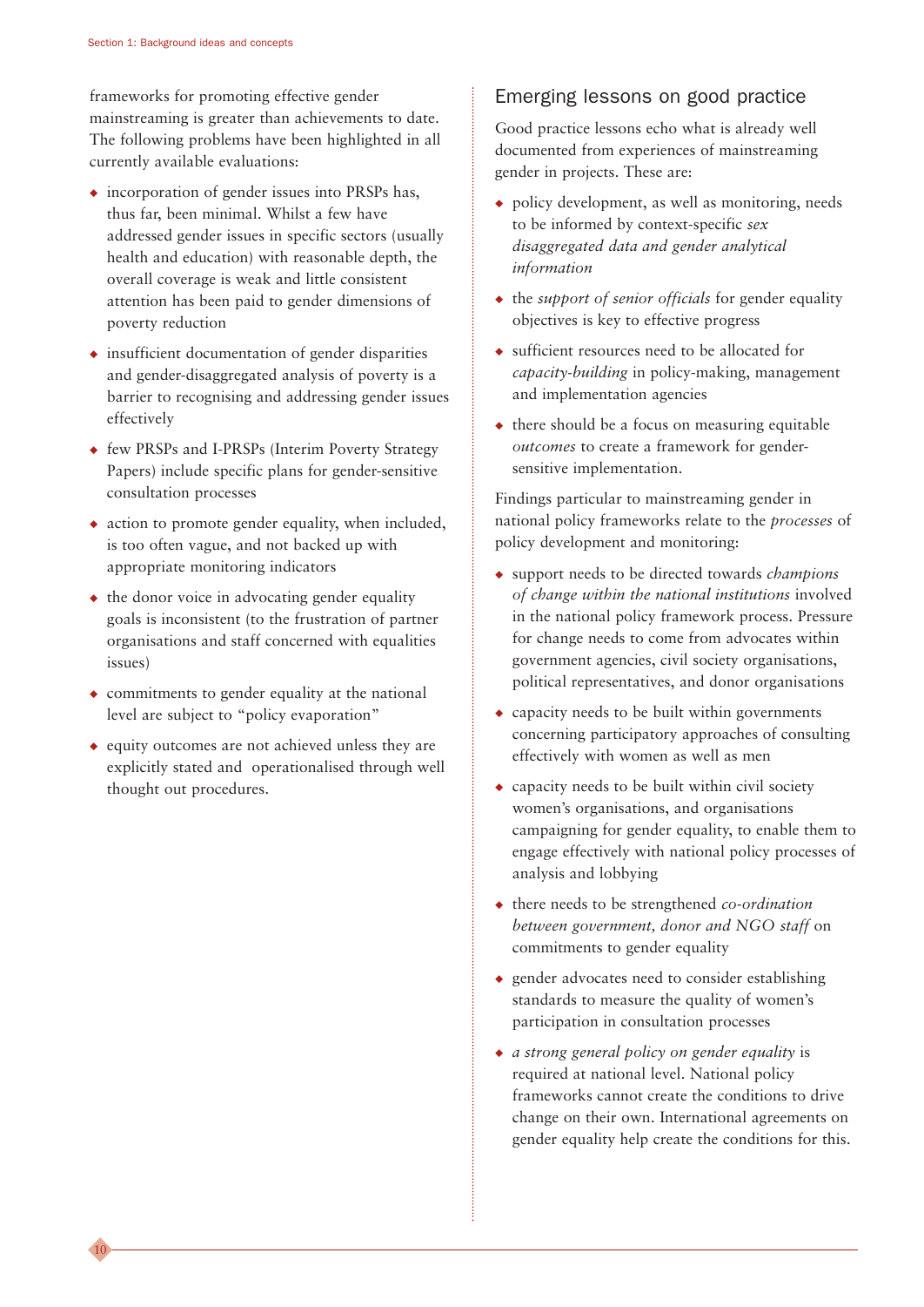frameworks for promoting effective gender mainstreaming is greater than achievements to date. The following problems have been highlighted in all currently available evaluations:

- incorporation of gender issues into PRSPs has, thus far, been minimal. Whilst a few have addressed gender issues in specific sectors (usually health and education) with reasonable depth, the overall coverage is weak and little consistent attention has been paid to gender dimensions of poverty reduction
- insufficient documentation of gender disparities and gender-disaggregated analysis of poverty is a barrier to recognising and addressing gender issues effectively
- few PRSPs and I-PRSPs (Interim Poverty Strategy Papers) include specific plans for gender-sensitive consultation processes
- action to promote gender equality, when included, is too often vague, and not backed up with appropriate monitoring indicators
- the donor voice in advocating gender equality goals is inconsistent (to the frustration of partner organisations and staff concerned with equalities issues)
- commitments to gender equality at the national level are subject to "policy evaporation"
- equity outcomes are not achieved unless they are explicitly stated and operationalised through well thought out procedures.

## Emerging lessons on good practice

Good practice lessons echo what is already well documented from experiences of mainstreaming gender in projects. These are:

- policy development, as well as monitoring, needs to be informed by context-specific *sex disaggregated data and gender analytical information*
- the *support of senior officials* for gender equality objectives is key to effective progress
- sufficient resources need to be allocated for *capacity-building* in policy-making, management and implementation agencies
- there should be a focus on measuring equitable *outcomes* to create a framework for gender-sensitive implementation.

Findings particular to mainstreaming gender in national policy frameworks relate to the *processes* of policy development and monitoring:

- support needs to be directed towards *champions of change within the national institutions* involved in the national policy framework process. Pressure for change needs to come from advocates within government agencies, civil society organisations, political representatives, and donor organisations
- capacity needs to be built within governments concerning participatory approaches of consulting effectively with women as well as men
- capacity needs to be built within civil society women's organisations, and organisations campaigning for gender equality, to enable them to engage effectively with national policy processes of analysis and lobbying
- there needs to be strengthened *co-ordination between government, donor and NGO staff* on commitments to gender equality
- gender advocates need to consider establishing standards to measure the quality of women's participation in consultation processes
- *a strong general policy on gender equality* is required at national level. National policy frameworks cannot create the conditions to drive change on their own. International agreements on gender equality help create the conditions for this.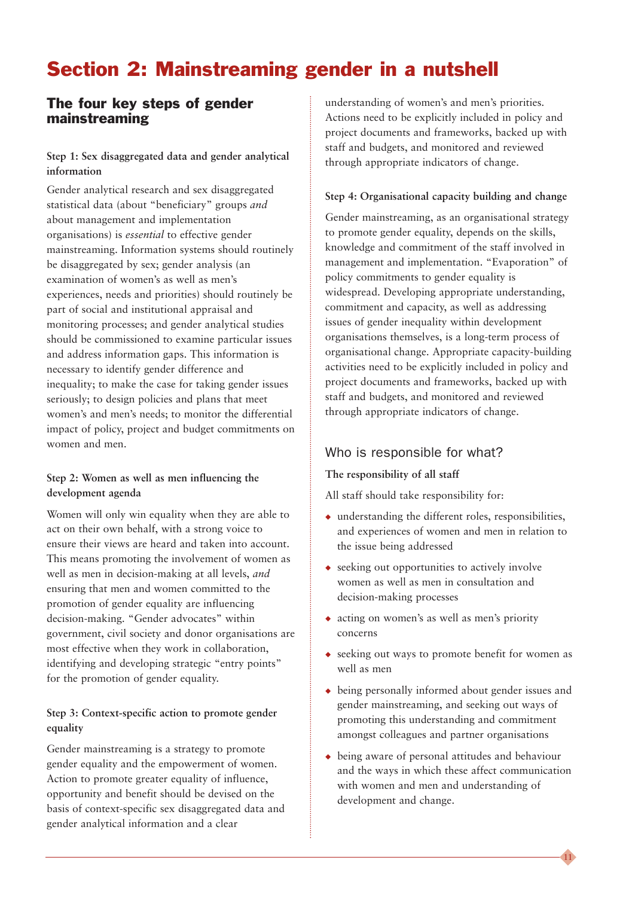# Section 2: Mainstreaming gender in a nutshell

## The four key steps of gender mainstreaming

**Step 1: Sex disaggregated data and gender analytical information**

Gender analytical research and sex disaggregated statistical data (about "beneficiary" groups *and* about management and implementation organisations) is *essential* to effective gender mainstreaming. Information systems should routinely be disaggregated by sex; gender analysis (an examination of women's as well as men's experiences, needs and priorities) should routinely be part of social and institutional appraisal and monitoring processes; and gender analytical studies should be commissioned to examine particular issues and address information gaps. This information is necessary to identify gender difference and inequality; to make the case for taking gender issues seriously; to design policies and plans that meet women's and men's needs; to monitor the differential impact of policy, project and budget commitments on women and men.

**Step 2: Women as well as men influencing the development agenda**

Women will only win equality when they are able to act on their own behalf, with a strong voice to ensure their views are heard and taken into account. This means promoting the involvement of women as well as men in decision-making at all levels, *and* ensuring that men and women committed to the promotion of gender equality are influencing decision-making. "Gender advocates" within government, civil society and donor organisations are most effective when they work in collaboration, identifying and developing strategic "entry points" for the promotion of gender equality.

**Step 3: Context-specific action to promote gender equality**

Gender mainstreaming is a strategy to promote gender equality and the empowerment of women. Action to promote greater equality of influence, opportunity and benefit should be devised on the basis of context-specific sex disaggregated data and gender analytical information and a clear understanding of women's and men's priorities. Actions need to be explicitly included in policy and project documents and frameworks, backed up with staff and budgets, and monitored and reviewed through appropriate indicators of change.

**Step 4: Organisational capacity building and change**

Gender mainstreaming, as an organisational strategy to promote gender equality, depends on the skills, knowledge and commitment of the staff involved in management and implementation. "Evaporation" of policy commitments to gender equality is widespread. Developing appropriate understanding, commitment and capacity, as well as addressing issues of gender inequality within development organisations themselves, is a long-term process of organisational change. Appropriate capacity-building activities need to be explicitly included in policy and project documents and frameworks, backed up with staff and budgets, and monitored and reviewed through appropriate indicators of change.

## Who is responsible for what?

**The responsibility of all staff**

All staff should take responsibility for:

- understanding the different roles, responsibilities, and experiences of women and men in relation to the issue being addressed
- seeking out opportunities to actively involve women as well as men in consultation and decision-making processes
- acting on women's as well as men's priority concerns
- seeking out ways to promote benefit for women as well as men
- being personally informed about gender issues and gender mainstreaming, and seeking out ways of promoting this understanding and commitment amongst colleagues and partner organisations
- being aware of personal attitudes and behaviour and the ways in which these affect communication with women and men and understanding of development and change.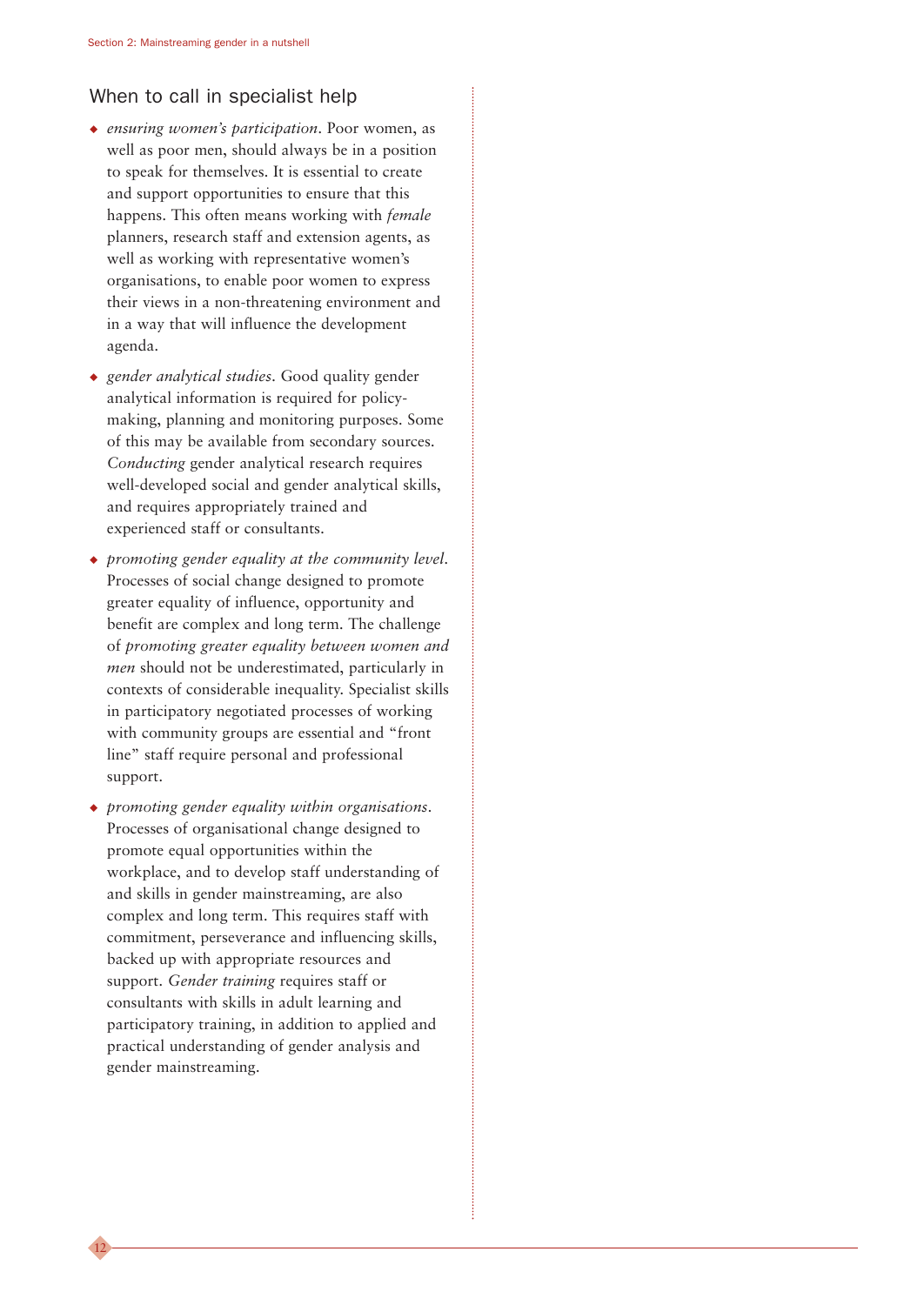## When to call in specialist help

- *ensuring women's participation*. Poor women, as well as poor men, should always be in a position to speak for themselves. It is essential to create and support opportunities to ensure that this happens. This often means working with *female* planners, research staff and extension agents, as well as working with representative women's organisations, to enable poor women to express their views in a non-threatening environment and in a way that will influence the development agenda.
- *gender analytical studies*. Good quality gender analytical information is required for policy-making, planning and monitoring purposes. Some of this may be available from secondary sources. *Conducting* gender analytical research requires well-developed social and gender analytical skills, and requires appropriately trained and experienced staff or consultants.
- *promoting gender equality at the community level*. Processes of social change designed to promote greater equality of influence, opportunity and benefit are complex and long term. The challenge of *promoting greater equality between women and men* should not be underestimated, particularly in contexts of considerable inequality. Specialist skills in participatory negotiated processes of working with community groups are essential and "front line" staff require personal and professional support.
- *promoting gender equality within organisations*. Processes of organisational change designed to promote equal opportunities within the workplace, and to develop staff understanding of and skills in gender mainstreaming, are also complex and long term. This requires staff with commitment, perseverance and influencing skills, backed up with appropriate resources and support. *Gender training* requires staff or consultants with skills in adult learning and participatory training, in addition to applied and practical understanding of gender analysis and gender mainstreaming.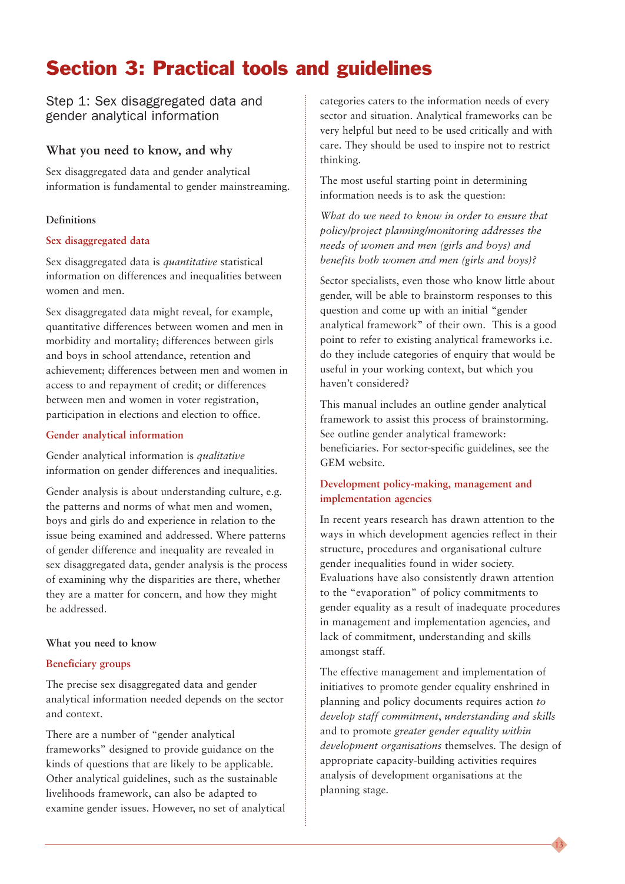# Section 3: Practical tools and guidelines

## Step 1: Sex disaggregated data and gender analytical information

### What you need to know, and why

Sex disaggregated data and gender analytical information is fundamental to gender mainstreaming.

#### Definitions

##### Sex disaggregated data

Sex disaggregated data is *quantitative* statistical information on differences and inequalities between women and men.

Sex disaggregated data might reveal, for example, quantitative differences between women and men in morbidity and mortality; differences between girls and boys in school attendance, retention and achievement; differences between men and women in access to and repayment of credit; or differences between men and women in voter registration, participation in elections and election to office.

##### Gender analytical information

Gender analytical information is *qualitative* information on gender differences and inequalities.

Gender analysis is about understanding culture, e.g. the patterns and norms of what men and women, boys and girls do and experience in relation to the issue being examined and addressed. Where patterns of gender difference and inequality are revealed in sex disaggregated data, gender analysis is the process of examining why the disparities are there, whether they are a matter for concern, and how they might be addressed.

#### What you need to know

##### Beneficiary groups

The precise sex disaggregated data and gender analytical information needed depends on the sector and context.

There are a number of "gender analytical frameworks" designed to provide guidance on the kinds of questions that are likely to be applicable. Other analytical guidelines, such as the sustainable livelihoods framework, can also be adapted to examine gender issues. However, no set of analytical categories caters to the information needs of every sector and situation. Analytical frameworks can be very helpful but need to be used critically and with care. They should be used to inspire not to restrict thinking.

The most useful starting point in determining information needs is to ask the question:

*What do we need to know in order to ensure that policy/project planning/monitoring addresses the needs of women and men (girls and boys) and benefits both women and men (girls and boys)?*

Sector specialists, even those who know little about gender, will be able to brainstorm responses to this question and come up with an initial "gender analytical framework" of their own. This is a good point to refer to existing analytical frameworks i.e. do they include categories of enquiry that would be useful in your working context, but which you haven't considered?

This manual includes an outline gender analytical framework to assist this process of brainstorming. See outline gender analytical framework: beneficiaries. For sector-specific guidelines, see the GEM website.

##### Development policy-making, management and implementation agencies

In recent years research has drawn attention to the ways in which development agencies reflect in their structure, procedures and organisational culture gender inequalities found in wider society. Evaluations have also consistently drawn attention to the "evaporation" of policy commitments to gender equality as a result of inadequate procedures in management and implementation agencies, and lack of commitment, understanding and skills amongst staff.

The effective management and implementation of initiatives to promote gender equality enshrined in planning and policy documents requires action *to develop staff commitment*, *understanding and skills* and to promote *greater gender equality within development organisations* themselves. The design of appropriate capacity-building activities requires analysis of development organisations at the planning stage.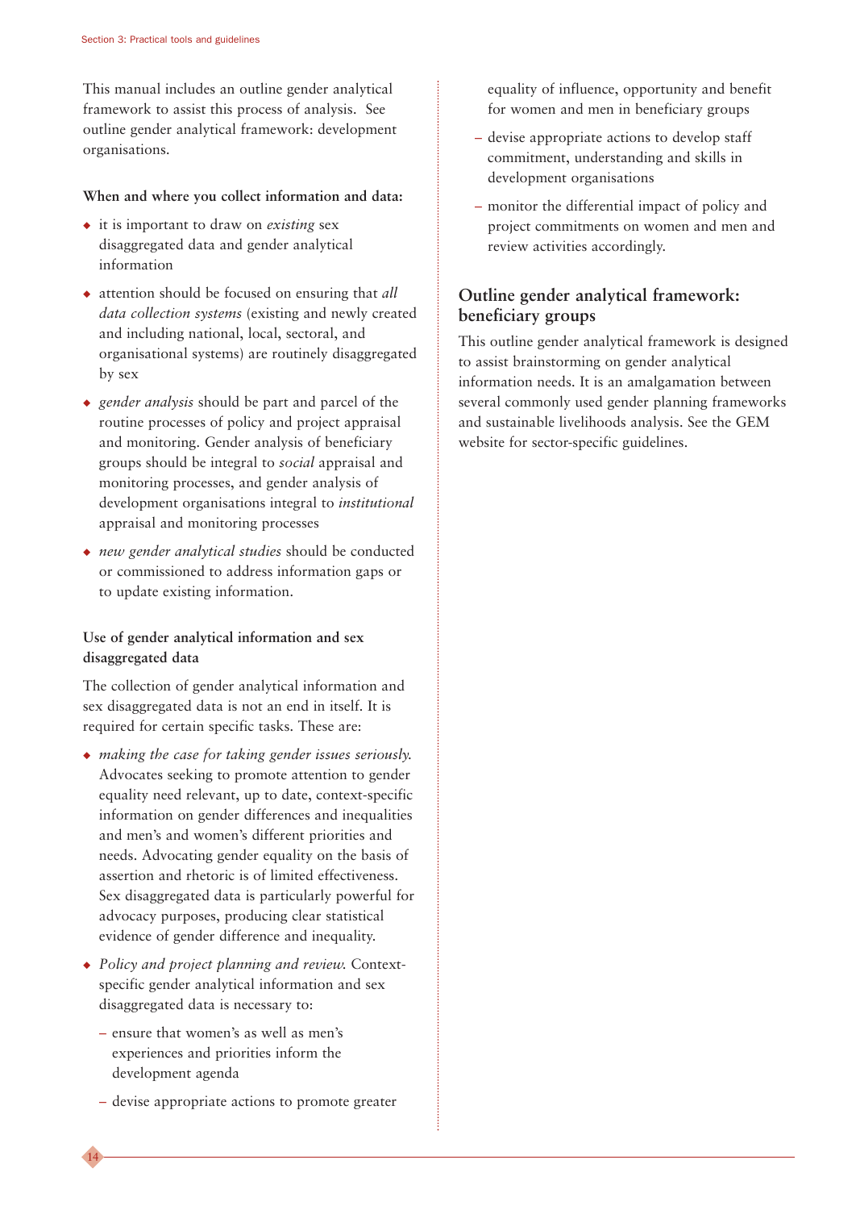This manual includes an outline gender analytical framework to assist this process of analysis. See outline gender analytical framework: development organisations.

**When and where you collect information and data:**

- it is important to draw on *existing* sex disaggregated data and gender analytical information
- attention should be focused on ensuring that *all data collection systems* (existing and newly created and including national, local, sectoral, and organisational systems) are routinely disaggregated by sex
- *gender analysis* should be part and parcel of the routine processes of policy and project appraisal and monitoring. Gender analysis of beneficiary groups should be integral to *social* appraisal and monitoring processes, and gender analysis of development organisations integral to *institutional* appraisal and monitoring processes
- *new gender analytical studies* should be conducted or commissioned to address information gaps or to update existing information.

**Use of gender analytical information and sex disaggregated data**

The collection of gender analytical information and sex disaggregated data is not an end in itself. It is required for certain specific tasks. These are:

- *making the case for taking gender issues seriously.* Advocates seeking to promote attention to gender equality need relevant, up to date, context-specific information on gender differences and inequalities and men's and women's different priorities and needs. Advocating gender equality on the basis of assertion and rhetoric is of limited effectiveness. Sex disaggregated data is particularly powerful for advocacy purposes, producing clear statistical evidence of gender difference and inequality.
- *Policy and project planning and review.* Context-specific gender analytical information and sex disaggregated data is necessary to:
  - ensure that women's as well as men's experiences and priorities inform the development agenda
  - devise appropriate actions to promote greater equality of influence, opportunity and benefit for women and men in beneficiary groups
  - devise appropriate actions to develop staff commitment, understanding and skills in development organisations
  - monitor the differential impact of policy and project commitments on women and men and review activities accordingly.

## Outline gender analytical framework: beneficiary groups

This outline gender analytical framework is designed to assist brainstorming on gender analytical information needs. It is an amalgamation between several commonly used gender planning frameworks and sustainable livelihoods analysis. See the GEM website for sector-specific guidelines.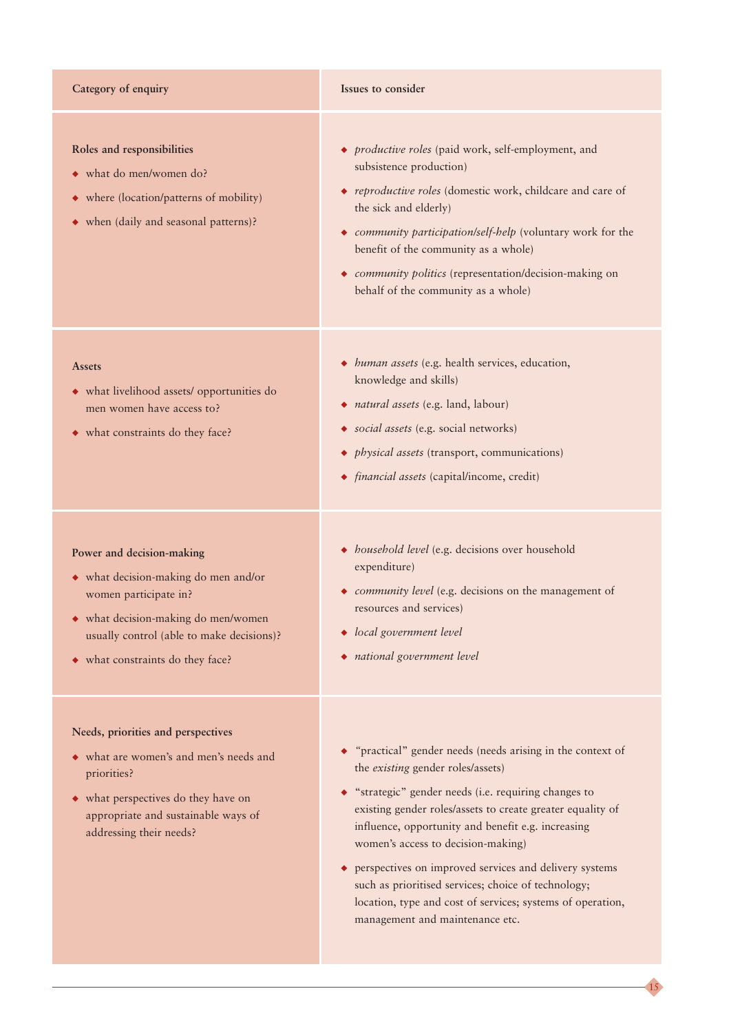| Category of enquiry | Issues to consider |
|---|---|
| **Roles and responsibilities**<br>◆ what do men/women do?<br>◆ where (location/patterns of mobility)<br>◆ when (daily and seasonal patterns)? | ◆ *productive roles* (paid work, self-employment, and subsistence production)<br>◆ *reproductive roles* (domestic work, childcare and care of the sick and elderly)<br>◆ *community participation/self-help* (voluntary work for the benefit of the community as a whole)<br>◆ *community politics* (representation/decision-making on behalf of the community as a whole) |
| **Assets**<br>◆ what livelihood assets/ opportunities do men women have access to?<br>◆ what constraints do they face? | ◆ *human assets* (e.g. health services, education, knowledge and skills)<br>◆ *natural assets* (e.g. land, labour)<br>◆ *social assets* (e.g. social networks)<br>◆ *physical assets* (transport, communications)<br>◆ *financial assets* (capital/income, credit) |
| **Power and decision-making**<br>◆ what decision-making do men and/or women participate in?<br>◆ what decision-making do men/women usually control (able to make decisions)?<br>◆ what constraints do they face? | ◆ *household level* (e.g. decisions over household expenditure)<br>◆ *community level* (e.g. decisions on the management of resources and services)<br>◆ *local government level*<br>◆ *national government level* |
| **Needs, priorities and perspectives**<br>◆ what are women's and men's needs and priorities?<br>◆ what perspectives do they have on appropriate and sustainable ways of addressing their needs? | ◆ "practical" gender needs (needs arising in the context of the *existing* gender roles/assets)<br>◆ "strategic" gender needs (i.e. requiring changes to existing gender roles/assets to create greater equality of influence, opportunity and benefit e.g. increasing women's access to decision-making)<br>◆ perspectives on improved services and delivery systems such as prioritised services; choice of technology; location, type and cost of services; systems of operation, management and maintenance etc. |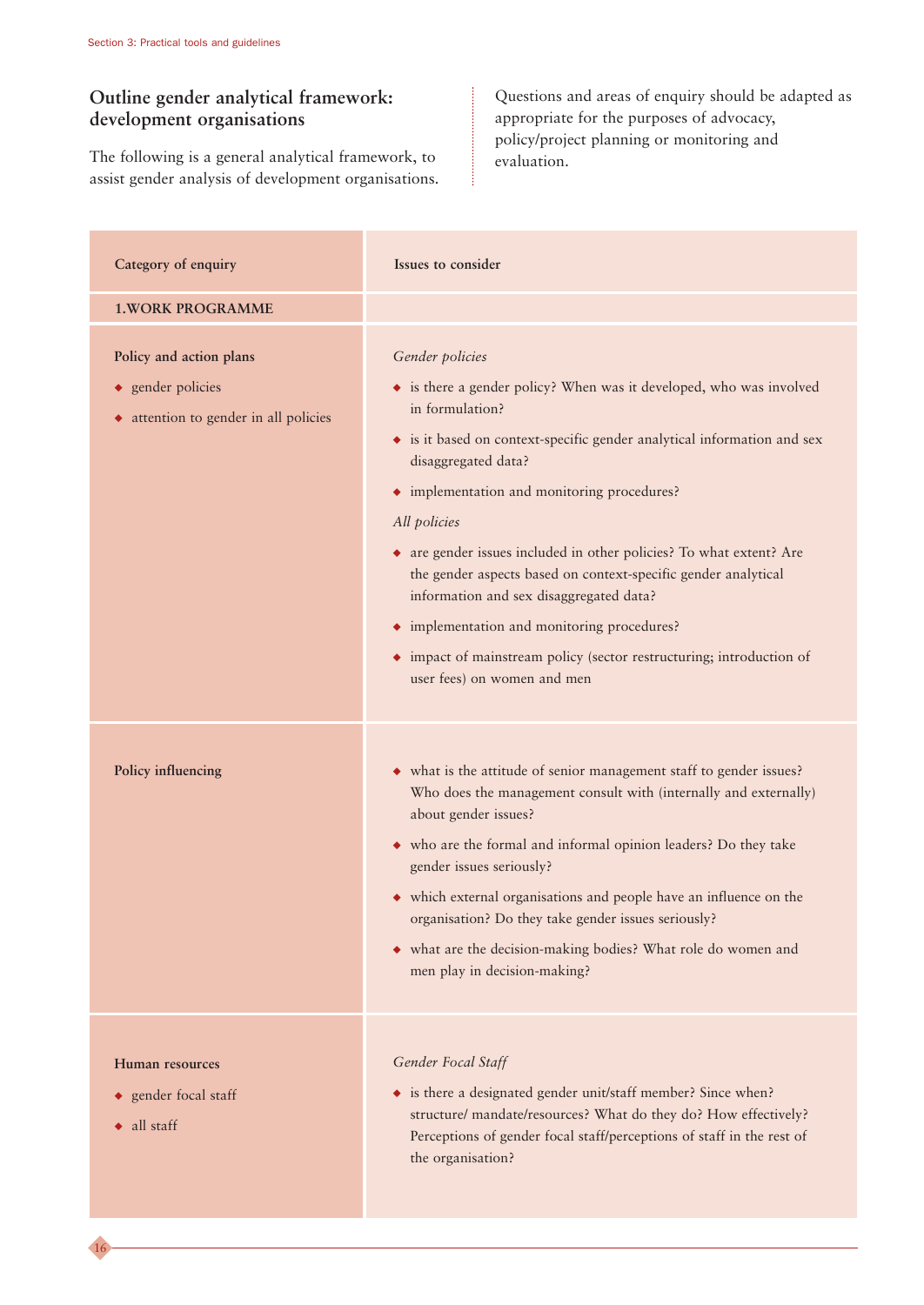## Outline gender analytical framework: development organisations

The following is a general analytical framework, to assist gender analysis of development organisations.

Questions and areas of enquiry should be adapted as appropriate for the purposes of advocacy, policy/project planning or monitoring and evaluation.

| Category of enquiry | Issues to consider |
|---|---|
| **1.WORK PROGRAMME** | |
| **Policy and action plans**<br>◆ gender policies<br>◆ attention to gender in all policies | *Gender policies*<br>◆ is there a gender policy? When was it developed, who was involved in formulation?<br>◆ is it based on context-specific gender analytical information and sex disaggregated data?<br>◆ implementation and monitoring procedures?<br>*All policies*<br>◆ are gender issues included in other policies? To what extent? Are the gender aspects based on context-specific gender analytical information and sex disaggregated data?<br>◆ implementation and monitoring procedures?<br>◆ impact of mainstream policy (sector restructuring; introduction of user fees) on women and men |
| **Policy influencing** | ◆ what is the attitude of senior management staff to gender issues? Who does the management consult with (internally and externally) about gender issues?<br>◆ who are the formal and informal opinion leaders? Do they take gender issues seriously?<br>◆ which external organisations and people have an influence on the organisation? Do they take gender issues seriously?<br>◆ what are the decision-making bodies? What role do women and men play in decision-making? |
| **Human resources**<br>◆ gender focal staff<br>◆ all staff | *Gender Focal Staff*<br>◆ is there a designated gender unit/staff member? Since when? structure/ mandate/resources? What do they do? How effectively? Perceptions of gender focal staff/perceptions of staff in the rest of the organisation? |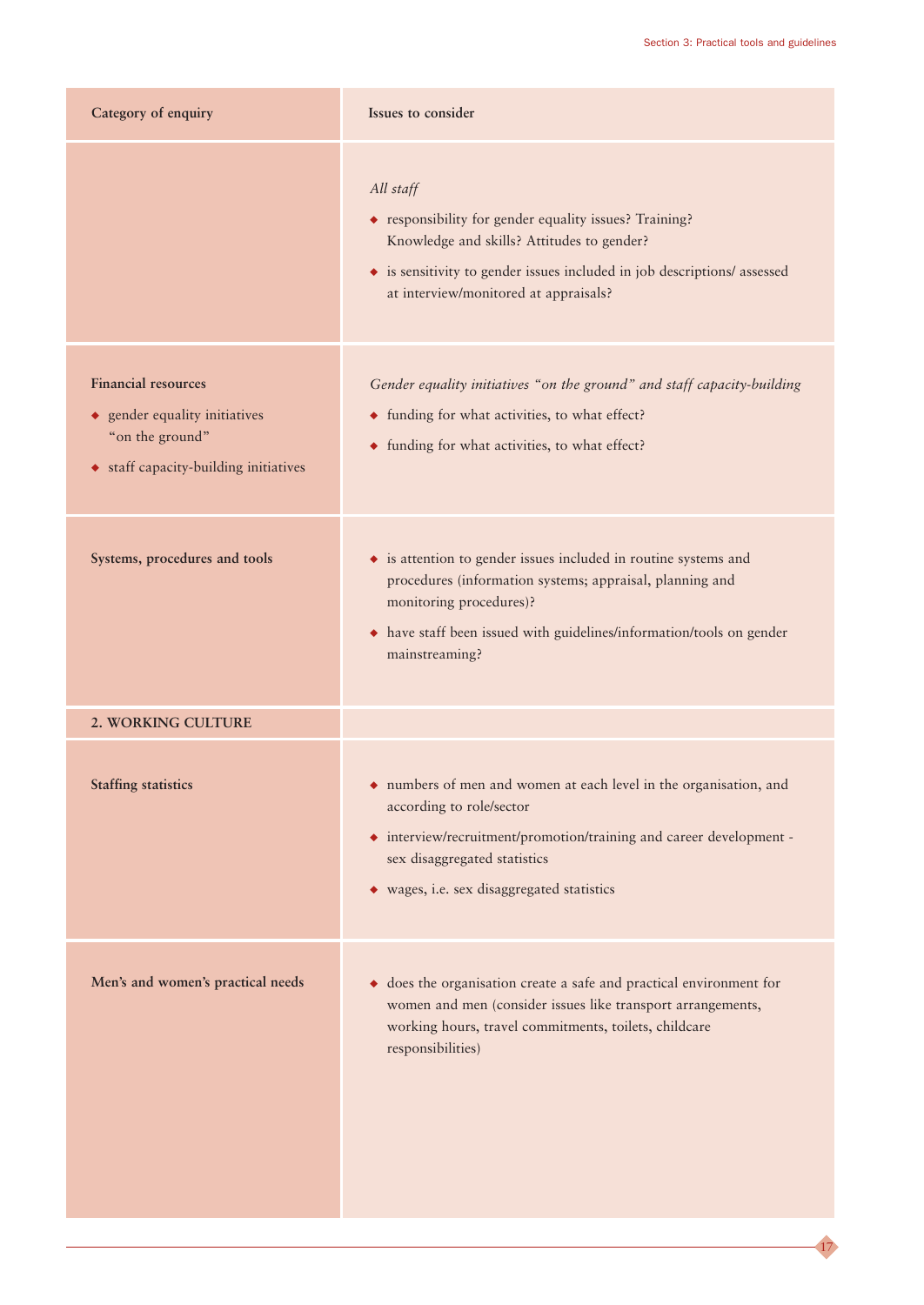| Category of enquiry | Issues to consider |
|---|---|
| | *All staff*<br>◆ responsibility for gender equality issues? Training? Knowledge and skills? Attitudes to gender?<br>◆ is sensitivity to gender issues included in job descriptions/ assessed at interview/monitored at appraisals? |
| **Financial resources**<br>◆ gender equality initiatives "on the ground"<br>◆ staff capacity-building initiatives | *Gender equality initiatives "on the ground" and staff capacity-building*<br>◆ funding for what activities, to what effect?<br>◆ funding for what activities, to what effect? |
| **Systems, procedures and tools** | ◆ is attention to gender issues included in routine systems and procedures (information systems; appraisal, planning and monitoring procedures)?<br>◆ have staff been issued with guidelines/information/tools on gender mainstreaming? |
| **2. WORKING CULTURE** | |
| **Staffing statistics** | ◆ numbers of men and women at each level in the organisation, and according to role/sector<br>◆ interview/recruitment/promotion/training and career development - sex disaggregated statistics<br>◆ wages, i.e. sex disaggregated statistics |
| **Men's and women's practical needs** | ◆ does the organisation create a safe and practical environment for women and men (consider issues like transport arrangements, working hours, travel commitments, toilets, childcare responsibilities) |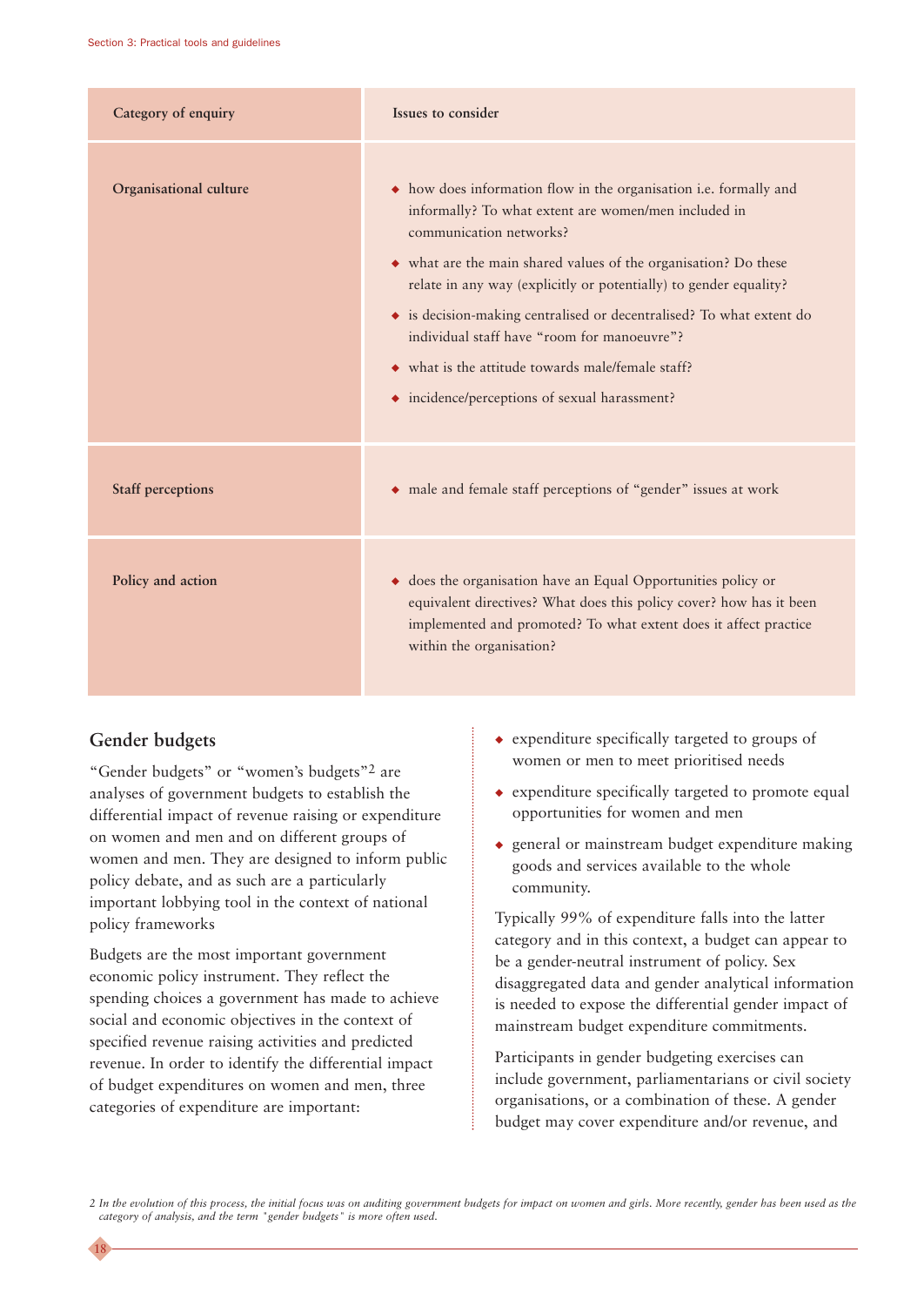| Category of enquiry | Issues to consider |
|---|---|
| **Organisational culture** | ◆ how does information flow in the organisation i.e. formally and informally? To what extent are women/men included in communication networks?<br>◆ what are the main shared values of the organisation? Do these relate in any way (explicitly or potentially) to gender equality?<br>◆ is decision-making centralised or decentralised? To what extent do individual staff have "room for manoeuvre"?<br>◆ what is the attitude towards male/female staff?<br>◆ incidence/perceptions of sexual harassment? |
| **Staff perceptions** | ◆ male and female staff perceptions of "gender" issues at work |
| **Policy and action** | ◆ does the organisation have an Equal Opportunities policy or equivalent directives? What does this policy cover? how has it been implemented and promoted? To what extent does it affect practice within the organisation? |

## Gender budgets

"Gender budgets" or "women's budgets"[2] are analyses of government budgets to establish the differential impact of revenue raising or expenditure on women and men and on different groups of women and men. They are designed to inform public policy debate, and as such are a particularly important lobbying tool in the context of national policy frameworks

Budgets are the most important government economic policy instrument. They reflect the spending choices a government has made to achieve social and economic objectives in the context of specified revenue raising activities and predicted revenue. In order to identify the differential impact of budget expenditures on women and men, three categories of expenditure are important:

- expenditure specifically targeted to groups of women or men to meet prioritised needs
- expenditure specifically targeted to promote equal opportunities for women and men
- general or mainstream budget expenditure making goods and services available to the whole community.

Typically 99% of expenditure falls into the latter category and in this context, a budget can appear to be a gender-neutral instrument of policy. Sex disaggregated data and gender analytical information is needed to expose the differential gender impact of mainstream budget expenditure commitments.

Participants in gender budgeting exercises can include government, parliamentarians or civil society organisations, or a combination of these. A gender budget may cover expenditure and/or revenue, and

*2 In the evolution of this process, the initial focus was on auditing government budgets for impact on women and girls. More recently, gender has been used as the category of analysis, and the term "gender budgets" is more often used.*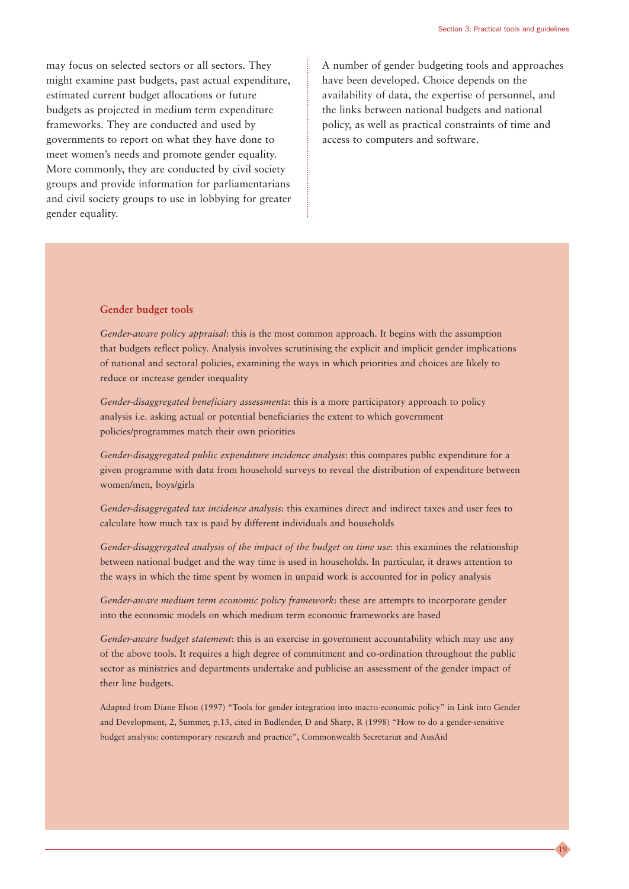may focus on selected sectors or all sectors. They might examine past budgets, past actual expenditure, estimated current budget allocations or future budgets as projected in medium term expenditure frameworks. They are conducted and used by governments to report on what they have done to meet women's needs and promote gender equality. More commonly, they are conducted by civil society groups and provide information for parliamentarians and civil society groups to use in lobbying for greater gender equality.

A number of gender budgeting tools and approaches have been developed. Choice depends on the availability of data, the expertise of personnel, and the links between national budgets and national policy, as well as practical constraints of time and access to computers and software.

### Gender budget tools

*Gender-aware policy appraisal*: this is the most common approach. It begins with the assumption that budgets reflect policy. Analysis involves scrutinising the explicit and implicit gender implications of national and sectoral policies, examining the ways in which priorities and choices are likely to reduce or increase gender inequality

*Gender-disaggregated beneficiary assessments*: this is a more participatory approach to policy analysis i.e. asking actual or potential beneficiaries the extent to which government policies/programmes match their own priorities

*Gender-disaggregated public expenditure incidence analysis*: this compares public expenditure for a given programme with data from household surveys to reveal the distribution of expenditure between women/men, boys/girls

*Gender-disaggregated tax incidence analysis*: this examines direct and indirect taxes and user fees to calculate how much tax is paid by different individuals and households

*Gender-disaggregated analysis of the impact of the budget on time use*: this examines the relationship between national budget and the way time is used in households. In particular, it draws attention to the ways in which the time spent by women in unpaid work is accounted for in policy analysis

*Gender-aware medium term economic policy framework*: these are attempts to incorporate gender into the economic models on which medium term economic frameworks are based

*Gender-aware budget statement*: this is an exercise in government accountability which may use any of the above tools. It requires a high degree of commitment and co-ordination throughout the public sector as ministries and departments undertake and publicise an assessment of the gender impact of their line budgets.

Adapted from Diane Elson (1997) "Tools for gender integration into macro-economic policy" in Link into Gender and Development, 2, Summer, p.13, cited in Budlender, D and Sharp, R (1998) "How to do a gender-sensitive budget analysis: contemporary research and practice", Commonwealth Secretariat and AusAid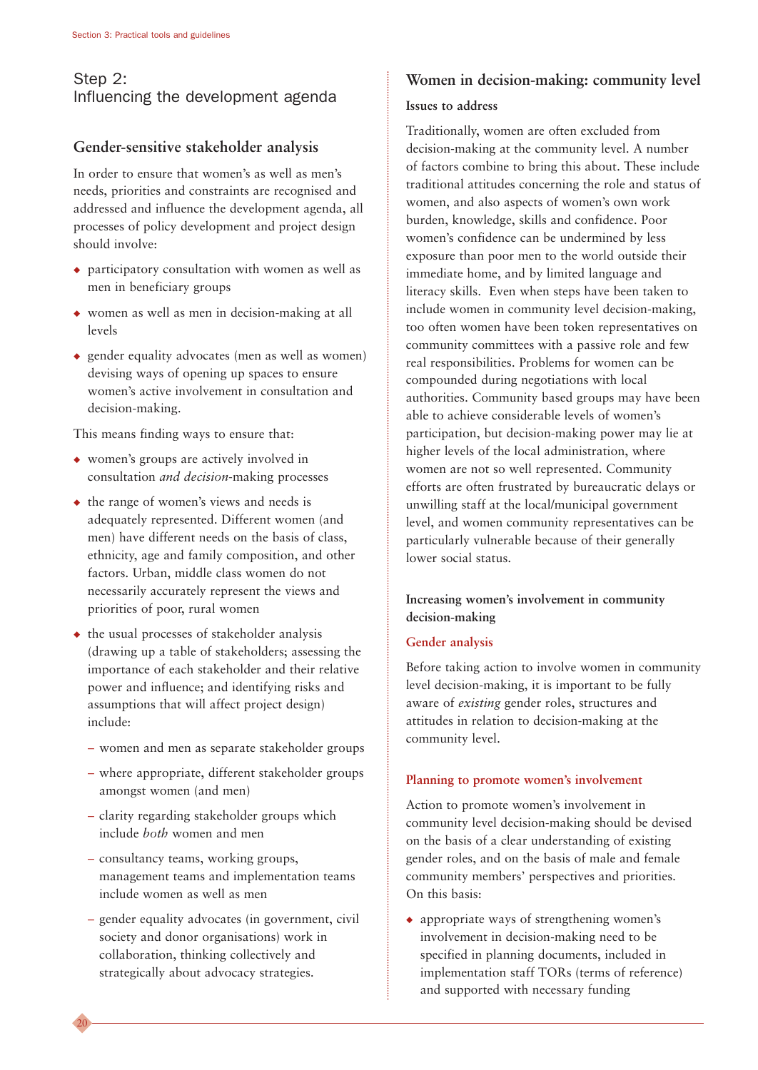## Step 2: Influencing the development agenda

### Gender-sensitive stakeholder analysis

In order to ensure that women's as well as men's needs, priorities and constraints are recognised and addressed and influence the development agenda, all processes of policy development and project design should involve:

- participatory consultation with women as well as men in beneficiary groups
- women as well as men in decision-making at all levels
- gender equality advocates (men as well as women) devising ways of opening up spaces to ensure women's active involvement in consultation and decision-making.

This means finding ways to ensure that:

- women's groups are actively involved in consultation *and decision*-making processes
- the range of women's views and needs is adequately represented. Different women (and men) have different needs on the basis of class, ethnicity, age and family composition, and other factors. Urban, middle class women do not necessarily accurately represent the views and priorities of poor, rural women
- the usual processes of stakeholder analysis (drawing up a table of stakeholders; assessing the importance of each stakeholder and their relative power and influence; and identifying risks and assumptions that will affect project design) include:
  - women and men as separate stakeholder groups
  - where appropriate, different stakeholder groups amongst women (and men)
  - clarity regarding stakeholder groups which include *both* women and men
  - consultancy teams, working groups, management teams and implementation teams include women as well as men
  - gender equality advocates (in government, civil society and donor organisations) work in collaboration, thinking collectively and strategically about advocacy strategies.

### Women in decision-making: community level

**Issues to address**

Traditionally, women are often excluded from decision-making at the community level. A number of factors combine to bring this about. These include traditional attitudes concerning the role and status of women, and also aspects of women's own work burden, knowledge, skills and confidence. Poor women's confidence can be undermined by less exposure than poor men to the world outside their immediate home, and by limited language and literacy skills. Even when steps have been taken to include women in community level decision-making, too often women have been token representatives on community committees with a passive role and few real responsibilities. Problems for women can be compounded during negotiations with local authorities. Community based groups may have been able to achieve considerable levels of women's participation, but decision-making power may lie at higher levels of the local administration, where women are not so well represented. Community efforts are often frustrated by bureaucratic delays or unwilling staff at the local/municipal government level, and women community representatives can be particularly vulnerable because of their generally lower social status.

**Increasing women's involvement in community decision-making**

#### Gender analysis

Before taking action to involve women in community level decision-making, it is important to be fully aware of *existing* gender roles, structures and attitudes in relation to decision-making at the community level.

#### Planning to promote women's involvement

Action to promote women's involvement in community level decision-making should be devised on the basis of a clear understanding of existing gender roles, and on the basis of male and female community members' perspectives and priorities. On this basis:

- appropriate ways of strengthening women's involvement in decision-making need to be specified in planning documents, included in implementation staff TORs (terms of reference) and supported with necessary funding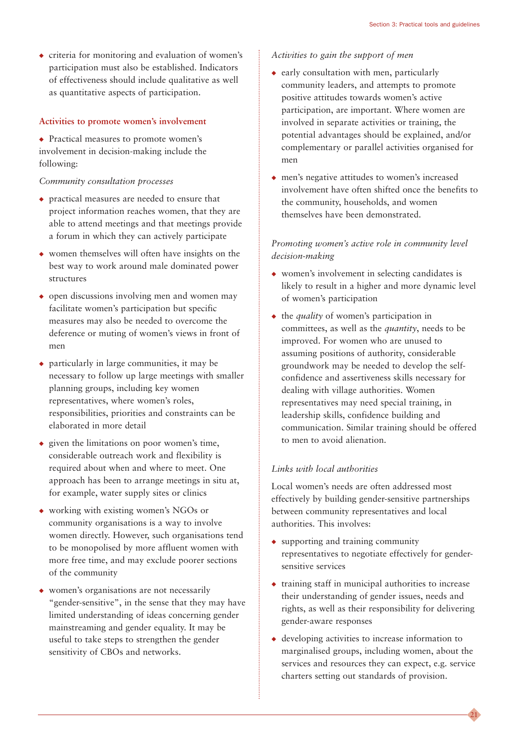- criteria for monitoring and evaluation of women's participation must also be established. Indicators of effectiveness should include qualitative as well as quantitative aspects of participation.

### Activities to promote women's involvement

- Practical measures to promote women's involvement in decision-making include the following:

*Community consultation processes*

- practical measures are needed to ensure that project information reaches women, that they are able to attend meetings and that meetings provide a forum in which they can actively participate
- women themselves will often have insights on the best way to work around male dominated power structures
- open discussions involving men and women may facilitate women's participation but specific measures may also be needed to overcome the deference or muting of women's views in front of men
- particularly in large communities, it may be necessary to follow up large meetings with smaller planning groups, including key women representatives, where women's roles, responsibilities, priorities and constraints can be elaborated in more detail
- given the limitations on poor women's time, considerable outreach work and flexibility is required about when and where to meet. One approach has been to arrange meetings in situ at, for example, water supply sites or clinics
- working with existing women's NGOs or community organisations is a way to involve women directly. However, such organisations tend to be monopolised by more affluent women with more free time, and may exclude poorer sections of the community
- women's organisations are not necessarily "gender-sensitive", in the sense that they may have limited understanding of ideas concerning gender mainstreaming and gender equality. It may be useful to take steps to strengthen the gender sensitivity of CBOs and networks.

*Activities to gain the support of men*

- early consultation with men, particularly community leaders, and attempts to promote positive attitudes towards women's active participation, are important. Where women are involved in separate activities or training, the potential advantages should be explained, and/or complementary or parallel activities organised for men
- men's negative attitudes to women's increased involvement have often shifted once the benefits to the community, households, and women themselves have been demonstrated.

*Promoting women's active role in community level decision-making*

- women's involvement in selecting candidates is likely to result in a higher and more dynamic level of women's participation
- the *quality* of women's participation in committees, as well as the *quantity*, needs to be improved. For women who are unused to assuming positions of authority, considerable groundwork may be needed to develop the self-confidence and assertiveness skills necessary for dealing with village authorities. Women representatives may need special training, in leadership skills, confidence building and communication. Similar training should be offered to men to avoid alienation.

*Links with local authorities*

Local women's needs are often addressed most effectively by building gender-sensitive partnerships between community representatives and local authorities. This involves:

- supporting and training community representatives to negotiate effectively for gender-sensitive services
- training staff in municipal authorities to increase their understanding of gender issues, needs and rights, as well as their responsibility for delivering gender-aware responses
- developing activities to increase information to marginalised groups, including women, about the services and resources they can expect, e.g. service charters setting out standards of provision.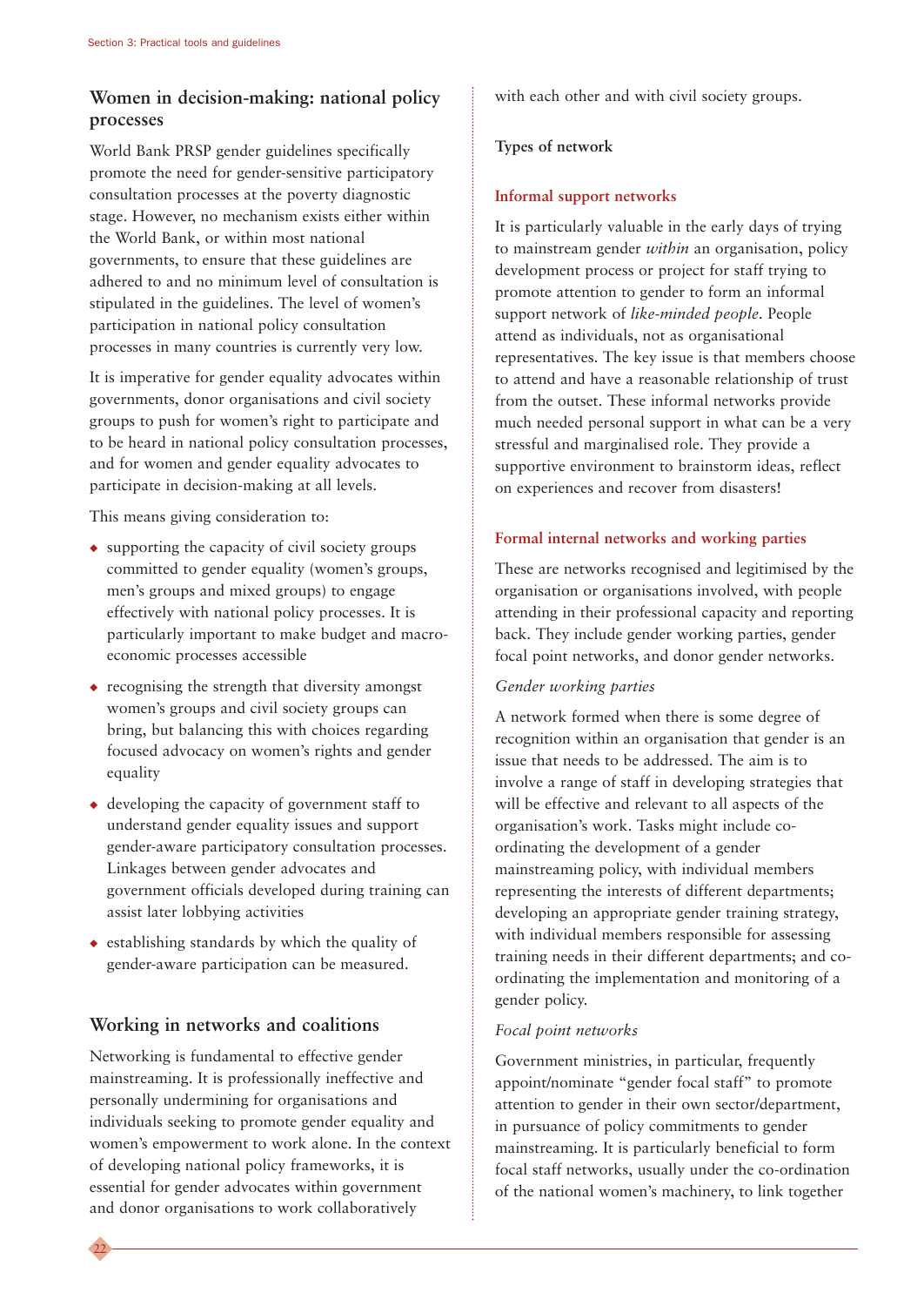## Women in decision-making: national policy processes

World Bank PRSP gender guidelines specifically promote the need for gender-sensitive participatory consultation processes at the poverty diagnostic stage. However, no mechanism exists either within the World Bank, or within most national governments, to ensure that these guidelines are adhered to and no minimum level of consultation is stipulated in the guidelines. The level of women's participation in national policy consultation processes in many countries is currently very low.

It is imperative for gender equality advocates within governments, donor organisations and civil society groups to push for women's right to participate and to be heard in national policy consultation processes, and for women and gender equality advocates to participate in decision-making at all levels.

This means giving consideration to:

- supporting the capacity of civil society groups committed to gender equality (women's groups, men's groups and mixed groups) to engage effectively with national policy processes. It is particularly important to make budget and macro-economic processes accessible
- recognising the strength that diversity amongst women's groups and civil society groups can bring, but balancing this with choices regarding focused advocacy on women's rights and gender equality
- developing the capacity of government staff to understand gender equality issues and support gender-aware participatory consultation processes. Linkages between gender advocates and government officials developed during training can assist later lobbying activities
- establishing standards by which the quality of gender-aware participation can be measured.

## Working in networks and coalitions

Networking is fundamental to effective gender mainstreaming. It is professionally ineffective and personally undermining for organisations and individuals seeking to promote gender equality and women's empowerment to work alone. In the context of developing national policy frameworks, it is essential for gender advocates within government and donor organisations to work collaboratively with each other and with civil society groups.

**Types of network**

### Informal support networks

It is particularly valuable in the early days of trying to mainstream gender *within* an organisation, policy development process or project for staff trying to promote attention to gender to form an informal support network of *like-minded people*. People attend as individuals, not as organisational representatives. The key issue is that members choose to attend and have a reasonable relationship of trust from the outset. These informal networks provide much needed personal support in what can be a very stressful and marginalised role. They provide a supportive environment to brainstorm ideas, reflect on experiences and recover from disasters!

### Formal internal networks and working parties

These are networks recognised and legitimised by the organisation or organisations involved, with people attending in their professional capacity and reporting back. They include gender working parties, gender focal point networks, and donor gender networks.

*Gender working parties*

A network formed when there is some degree of recognition within an organisation that gender is an issue that needs to be addressed. The aim is to involve a range of staff in developing strategies that will be effective and relevant to all aspects of the organisation's work. Tasks might include co-ordinating the development of a gender mainstreaming policy, with individual members representing the interests of different departments; developing an appropriate gender training strategy, with individual members responsible for assessing training needs in their different departments; and co-ordinating the implementation and monitoring of a gender policy.

*Focal point networks*

Government ministries, in particular, frequently appoint/nominate "gender focal staff" to promote attention to gender in their own sector/department, in pursuance of policy commitments to gender mainstreaming. It is particularly beneficial to form focal staff networks, usually under the co-ordination of the national women's machinery, to link together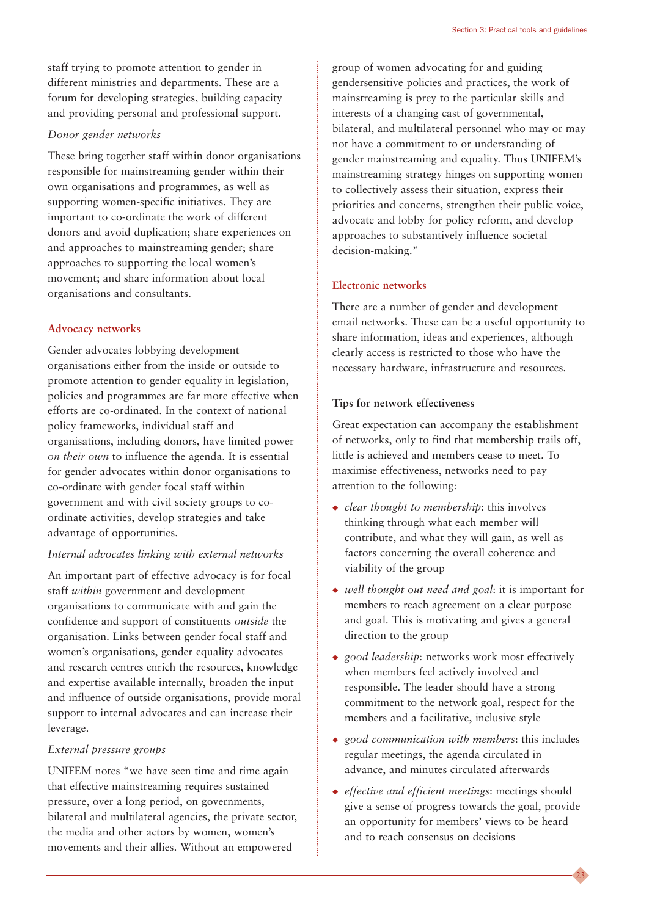staff trying to promote attention to gender in different ministries and departments. These are a forum for developing strategies, building capacity and providing personal and professional support.

*Donor gender networks*

These bring together staff within donor organisations responsible for mainstreaming gender within their own organisations and programmes, as well as supporting women-specific initiatives. They are important to co-ordinate the work of different donors and avoid duplication; share experiences on and approaches to mainstreaming gender; share approaches to supporting the local women's movement; and share information about local organisations and consultants.

### Advocacy networks

Gender advocates lobbying development organisations either from the inside or outside to promote attention to gender equality in legislation, policies and programmes are far more effective when efforts are co-ordinated. In the context of national policy frameworks, individual staff and organisations, including donors, have limited power *on their own* to influence the agenda. It is essential for gender advocates within donor organisations to co-ordinate with gender focal staff within government and with civil society groups to co-ordinate activities, develop strategies and take advantage of opportunities.

*Internal advocates linking with external networks*

An important part of effective advocacy is for focal staff *within* government and development organisations to communicate with and gain the confidence and support of constituents *outside* the organisation. Links between gender focal staff and women's organisations, gender equality advocates and research centres enrich the resources, knowledge and expertise available internally, broaden the input and influence of outside organisations, provide moral support to internal advocates and can increase their leverage.

*External pressure groups*

UNIFEM notes "we have seen time and time again that effective mainstreaming requires sustained pressure, over a long period, on governments, bilateral and multilateral agencies, the private sector, the media and other actors by women, women's movements and their allies. Without an empowered group of women advocating for and guiding gendersensitive policies and practices, the work of mainstreaming is prey to the particular skills and interests of a changing cast of governmental, bilateral, and multilateral personnel who may or may not have a commitment to or understanding of gender mainstreaming and equality. Thus UNIFEM's mainstreaming strategy hinges on supporting women to collectively assess their situation, express their priorities and concerns, strengthen their public voice, advocate and lobby for policy reform, and develop approaches to substantively influence societal decision-making."

### Electronic networks

There are a number of gender and development email networks. These can be a useful opportunity to share information, ideas and experiences, although clearly access is restricted to those who have the necessary hardware, infrastructure and resources.

#### Tips for network effectiveness

Great expectation can accompany the establishment of networks, only to find that membership trails off, little is achieved and members cease to meet. To maximise effectiveness, networks need to pay attention to the following:

- *clear thought to membership*: this involves thinking through what each member will contribute, and what they will gain, as well as factors concerning the overall coherence and viability of the group
- *well thought out need and goal*: it is important for members to reach agreement on a clear purpose and goal. This is motivating and gives a general direction to the group
- *good leadership*: networks work most effectively when members feel actively involved and responsible. The leader should have a strong commitment to the network goal, respect for the members and a facilitative, inclusive style
- *good communication with members*: this includes regular meetings, the agenda circulated in advance, and minutes circulated afterwards
- *effective and efficient meetings*: meetings should give a sense of progress towards the goal, provide an opportunity for members' views to be heard and to reach consensus on decisions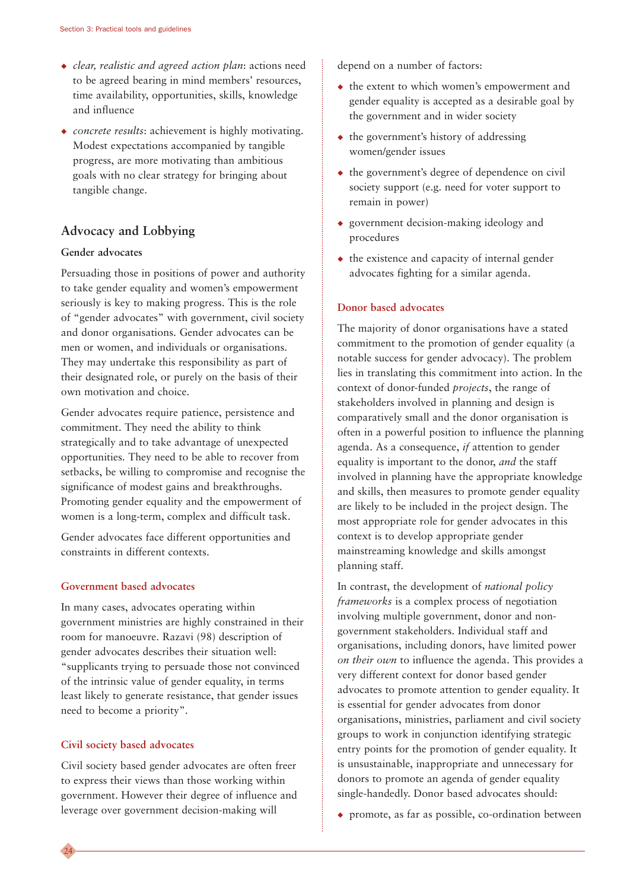- *clear, realistic and agreed action plan*: actions need to be agreed bearing in mind members' resources, time availability, opportunities, skills, knowledge and influence
- *concrete results*: achievement is highly motivating. Modest expectations accompanied by tangible progress, are more motivating than ambitious goals with no clear strategy for bringing about tangible change.

## Advocacy and Lobbying

### Gender advocates

Persuading those in positions of power and authority to take gender equality and women's empowerment seriously is key to making progress. This is the role of "gender advocates" with government, civil society and donor organisations. Gender advocates can be men or women, and individuals or organisations. They may undertake this responsibility as part of their designated role, or purely on the basis of their own motivation and choice.

Gender advocates require patience, persistence and commitment. They need the ability to think strategically and to take advantage of unexpected opportunities. They need to be able to recover from setbacks, be willing to compromise and recognise the significance of modest gains and breakthroughs. Promoting gender equality and the empowerment of women is a long-term, complex and difficult task.

Gender advocates face different opportunities and constraints in different contexts.

#### Government based advocates

In many cases, advocates operating within government ministries are highly constrained in their room for manoeuvre. Razavi (98) description of gender advocates describes their situation well: "supplicants trying to persuade those not convinced of the intrinsic value of gender equality, in terms least likely to generate resistance, that gender issues need to become a priority".

#### Civil society based advocates

Civil society based gender advocates are often freer to express their views than those working within government. However their degree of influence and leverage over government decision-making will depend on a number of factors:

- the extent to which women's empowerment and gender equality is accepted as a desirable goal by the government and in wider society
- the government's history of addressing women/gender issues
- the government's degree of dependence on civil society support (e.g. need for voter support to remain in power)
- government decision-making ideology and procedures
- the existence and capacity of internal gender advocates fighting for a similar agenda.

#### Donor based advocates

The majority of donor organisations have a stated commitment to the promotion of gender equality (a notable success for gender advocacy). The problem lies in translating this commitment into action. In the context of donor-funded *projects*, the range of stakeholders involved in planning and design is comparatively small and the donor organisation is often in a powerful position to influence the planning agenda. As a consequence, *if* attention to gender equality is important to the donor, *and* the staff involved in planning have the appropriate knowledge and skills, then measures to promote gender equality are likely to be included in the project design. The most appropriate role for gender advocates in this context is to develop appropriate gender mainstreaming knowledge and skills amongst planning staff.

In contrast, the development of *national policy frameworks* is a complex process of negotiation involving multiple government, donor and non-government stakeholders. Individual staff and organisations, including donors, have limited power *on their own* to influence the agenda. This provides a very different context for donor based gender advocates to promote attention to gender equality. It is essential for gender advocates from donor organisations, ministries, parliament and civil society groups to work in conjunction identifying strategic entry points for the promotion of gender equality. It is unsustainable, inappropriate and unnecessary for donors to promote an agenda of gender equality single-handedly. Donor based advocates should:

- promote, as far as possible, co-ordination between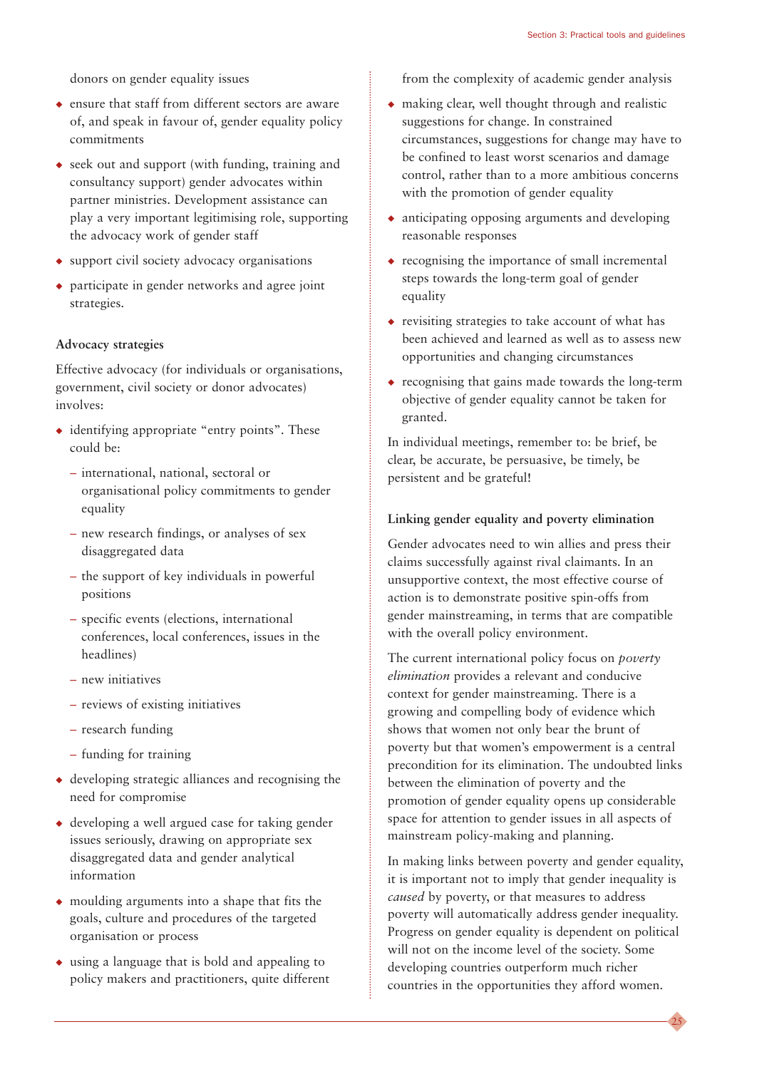donors on gender equality issues

- ensure that staff from different sectors are aware of, and speak in favour of, gender equality policy commitments
- seek out and support (with funding, training and consultancy support) gender advocates within partner ministries. Development assistance can play a very important legitimising role, supporting the advocacy work of gender staff
- support civil society advocacy organisations
- participate in gender networks and agree joint strategies.

### Advocacy strategies

Effective advocacy (for individuals or organisations, government, civil society or donor advocates) involves:

- identifying appropriate "entry points". These could be:
  - international, national, sectoral or organisational policy commitments to gender equality
  - new research findings, or analyses of sex disaggregated data
  - the support of key individuals in powerful positions
  - specific events (elections, international conferences, local conferences, issues in the headlines)
  - new initiatives
  - reviews of existing initiatives
  - research funding
  - funding for training
- developing strategic alliances and recognising the need for compromise
- developing a well argued case for taking gender issues seriously, drawing on appropriate sex disaggregated data and gender analytical information
- moulding arguments into a shape that fits the goals, culture and procedures of the targeted organisation or process
- using a language that is bold and appealing to policy makers and practitioners, quite different from the complexity of academic gender analysis
- making clear, well thought through and realistic suggestions for change. In constrained circumstances, suggestions for change may have to be confined to least worst scenarios and damage control, rather than to a more ambitious concerns with the promotion of gender equality
- anticipating opposing arguments and developing reasonable responses
- recognising the importance of small incremental steps towards the long-term goal of gender equality
- revisiting strategies to take account of what has been achieved and learned as well as to assess new opportunities and changing circumstances
- recognising that gains made towards the long-term objective of gender equality cannot be taken for granted.

In individual meetings, remember to: be brief, be clear, be accurate, be persuasive, be timely, be persistent and be grateful!

### Linking gender equality and poverty elimination

Gender advocates need to win allies and press their claims successfully against rival claimants. In an unsupportive context, the most effective course of action is to demonstrate positive spin-offs from gender mainstreaming, in terms that are compatible with the overall policy environment.

The current international policy focus on *poverty elimination* provides a relevant and conducive context for gender mainstreaming. There is a growing and compelling body of evidence which shows that women not only bear the brunt of poverty but that women's empowerment is a central precondition for its elimination. The undoubted links between the elimination of poverty and the promotion of gender equality opens up considerable space for attention to gender issues in all aspects of mainstream policy-making and planning.

In making links between poverty and gender equality, it is important not to imply that gender inequality is *caused* by poverty, or that measures to address poverty will automatically address gender inequality. Progress on gender equality is dependent on political will not on the income level of the society. Some developing countries outperform much richer countries in the opportunities they afford women.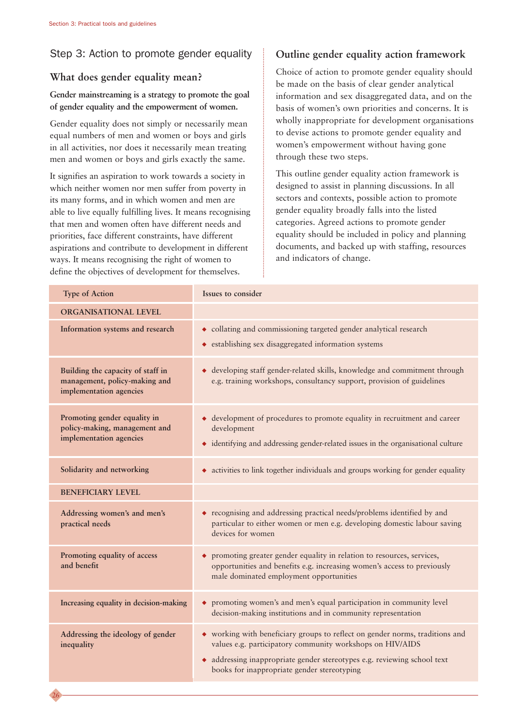## Step 3: Action to promote gender equality

### What does gender equality mean?

**Gender mainstreaming is a strategy to promote the goal of gender equality and the empowerment of women.**

Gender equality does not simply or necessarily mean equal numbers of men and women or boys and girls in all activities, nor does it necessarily mean treating men and women or boys and girls exactly the same.

It signifies an aspiration to work towards a society in which neither women nor men suffer from poverty in its many forms, and in which women and men are able to live equally fulfilling lives. It means recognising that men and women often have different needs and priorities, face different constraints, have different aspirations and contribute to development in different ways. It means recognising the right of women to define the objectives of development for themselves.

### Outline gender equality action framework

Choice of action to promote gender equality should be made on the basis of clear gender analytical information and sex disaggregated data, and on the basis of women's own priorities and concerns. It is wholly inappropriate for development organisations to devise actions to promote gender equality and women's empowerment without having gone through these two steps.

This outline gender equality action framework is designed to assist in planning discussions. In all sectors and contexts, possible action to promote gender equality broadly falls into the listed categories. Agreed actions to promote gender equality should be included in policy and planning documents, and backed up with staffing, resources and indicators of change.

| Type of Action | Issues to consider |
|---|---|
| **ORGANISATIONAL LEVEL** | |
| **Information systems and research** | ◆ collating and commissioning targeted gender analytical research<br>◆ establishing sex disaggregated information systems |
| **Building the capacity of staff in management, policy-making and implementation agencies** | ◆ developing staff gender-related skills, knowledge and commitment through e.g. training workshops, consultancy support, provision of guidelines |
| **Promoting gender equality in policy-making, management and implementation agencies** | ◆ development of procedures to promote equality in recruitment and career development<br>◆ identifying and addressing gender-related issues in the organisational culture |
| **Solidarity and networking** | ◆ activities to link together individuals and groups working for gender equality |
| **BENEFICIARY LEVEL** | |
| **Addressing women's and men's practical needs** | ◆ recognising and addressing practical needs/problems identified by and particular to either women or men e.g. developing domestic labour saving devices for women |
| **Promoting equality of access and benefit** | ◆ promoting greater gender equality in relation to resources, services, opportunities and benefits e.g. increasing women's access to previously male dominated employment opportunities |
| **Increasing equality in decision-making** | ◆ promoting women's and men's equal participation in community level decision-making institutions and in community representation |
| **Addressing the ideology of gender inequality** | ◆ working with beneficiary groups to reflect on gender norms, traditions and values e.g. participatory community workshops on HIV/AIDS<br>◆ addressing inappropriate gender stereotypes e.g. reviewing school text books for inappropriate gender stereotyping |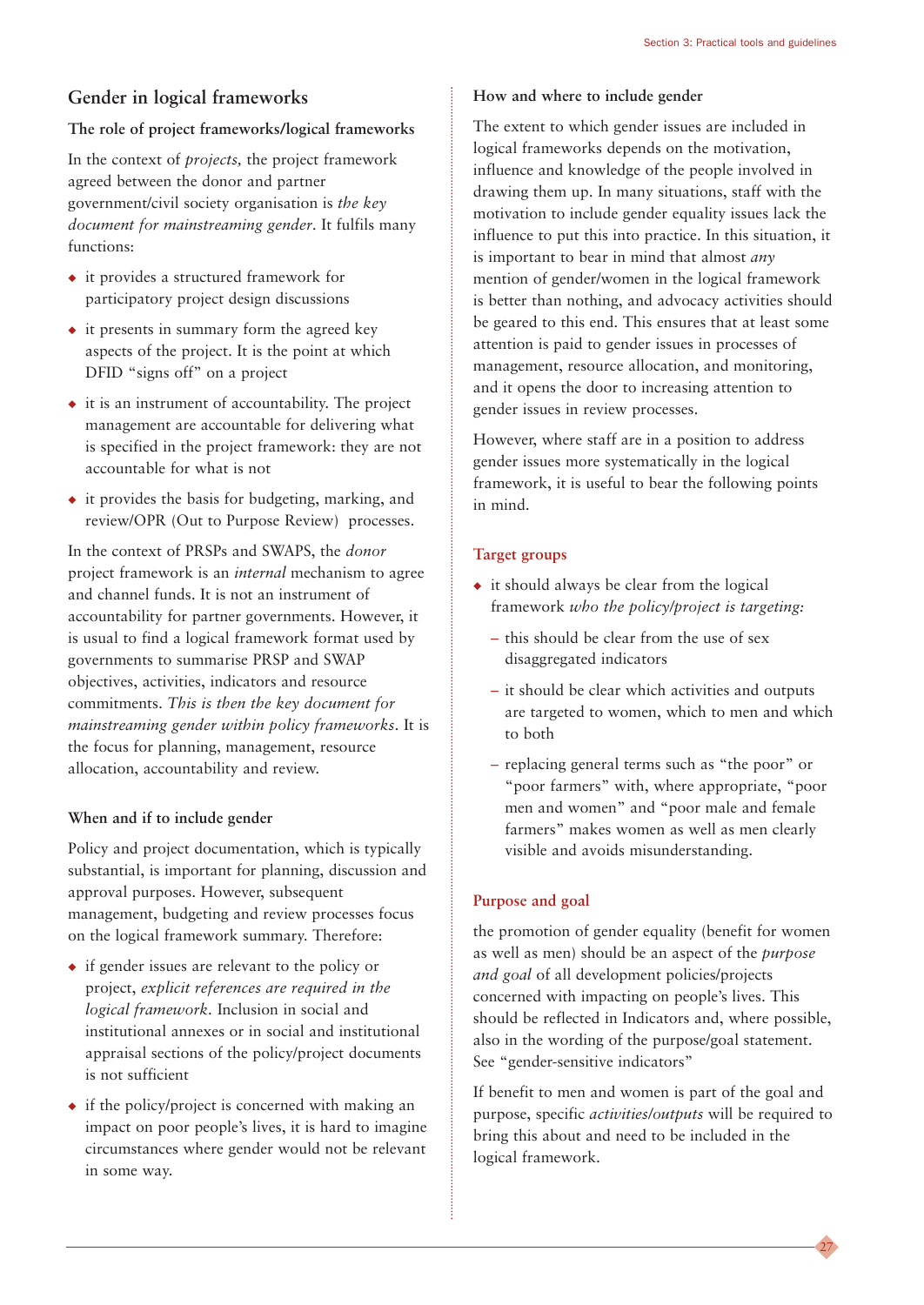## Gender in logical frameworks

### The role of project frameworks/logical frameworks

In the context of *projects,* the project framework agreed between the donor and partner government/civil society organisation is *the key document for mainstreaming gender*. It fulfils many functions:

- it provides a structured framework for participatory project design discussions
- it presents in summary form the agreed key aspects of the project. It is the point at which DFID "signs off" on a project
- it is an instrument of accountability. The project management are accountable for delivering what is specified in the project framework: they are not accountable for what is not
- it provides the basis for budgeting, marking, and review/OPR (Out to Purpose Review) processes.

In the context of PRSPs and SWAPS, the *donor* project framework is an *internal* mechanism to agree and channel funds. It is not an instrument of accountability for partner governments. However, it is usual to find a logical framework format used by governments to summarise PRSP and SWAP objectives, activities, indicators and resource commitments. *This is then the key document for mainstreaming gender within policy frameworks*. It is the focus for planning, management, resource allocation, accountability and review.

### When and if to include gender

Policy and project documentation, which is typically substantial, is important for planning, discussion and approval purposes. However, subsequent management, budgeting and review processes focus on the logical framework summary. Therefore:

- if gender issues are relevant to the policy or project, *explicit references are required in the logical framework*. Inclusion in social and institutional annexes or in social and institutional appraisal sections of the policy/project documents is not sufficient
- if the policy/project is concerned with making an impact on poor people's lives, it is hard to imagine circumstances where gender would not be relevant in some way.

### How and where to include gender

The extent to which gender issues are included in logical frameworks depends on the motivation, influence and knowledge of the people involved in drawing them up. In many situations, staff with the motivation to include gender equality issues lack the influence to put this into practice. In this situation, it is important to bear in mind that almost *any* mention of gender/women in the logical framework is better than nothing, and advocacy activities should be geared to this end. This ensures that at least some attention is paid to gender issues in processes of management, resource allocation, and monitoring, and it opens the door to increasing attention to gender issues in review processes.

However, where staff are in a position to address gender issues more systematically in the logical framework, it is useful to bear the following points in mind.

#### Target groups

- it should always be clear from the logical framework *who the policy/project is targeting:*
  - this should be clear from the use of sex disaggregated indicators
  - it should be clear which activities and outputs are targeted to women, which to men and which to both
  - replacing general terms such as "the poor" or "poor farmers" with, where appropriate, "poor men and women" and "poor male and female farmers" makes women as well as men clearly visible and avoids misunderstanding.

#### Purpose and goal

the promotion of gender equality (benefit for women as well as men) should be an aspect of the *purpose and goal* of all development policies/projects concerned with impacting on people's lives. This should be reflected in Indicators and, where possible, also in the wording of the purpose/goal statement. See "gender-sensitive indicators"

If benefit to men and women is part of the goal and purpose, specific *activities/outputs* will be required to bring this about and need to be included in the logical framework.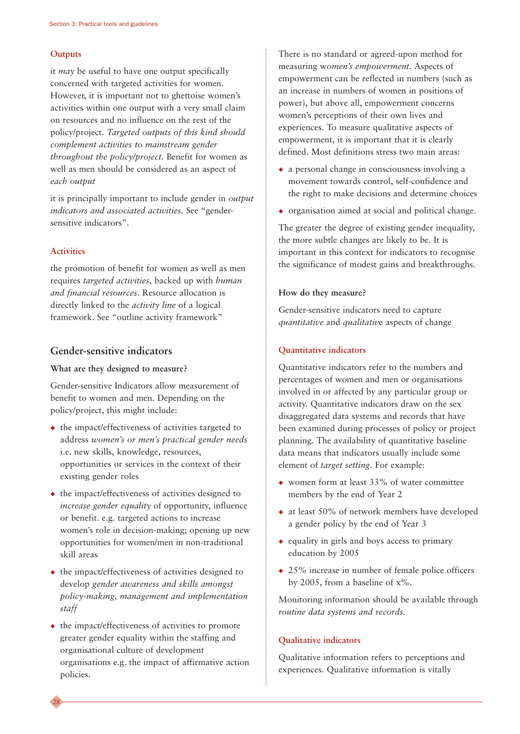### Outputs

it *may* be useful to have one output specifically concerned with targeted activities for women. However, it is important not to ghettoise women's activities within one output with a very small claim on resources and no influence on the rest of the policy/project. *Targeted outputs of this kind should complement activities to mainstream gender throughout the policy/project.* Benefit for women as well as men should be considered as an aspect of *each output*

it is principally important to include gender in *output indicators and associated activities.* See "gender-sensitive indicators".

### Activities

the promotion of benefit for women as well as men requires *targeted activities*, backed up with *human and financial resources*. Resource allocation is directly linked to the *activity line* of a logical framework. See "outline activity framework"

## Gender-sensitive indicators

**What are they designed to measure?**

Gender-sensitive Indicators allow measurement of benefit to women and men. Depending on the policy/project, this might include:

- the impact/effectiveness of activities targeted to address *women's or men's practical gender needs* i.e. new skills, knowledge, resources, opportunities or services in the context of their existing gender roles
- the impact/effectiveness of activities designed to *increase gender equality* of opportunity, influence or benefit. e.g. targeted actions to increase women's role in decision-making; opening up new opportunities for women/men in non-traditional skill areas
- the impact/effectiveness of activities designed to develop *gender awareness and skills amongst policy-making, management and implementation staff*
- the impact/effectiveness of activities to promote greater gender equality within the staffing and organisational culture of development organisations e.g. the impact of affirmative action policies.

There is no standard or agreed-upon method for measuring w*omen's empowerment.* Aspects of empowerment can be reflected in numbers (such as an increase in numbers of women in positions of power), but above all, empowerment concerns women's perceptions of their own lives and experiences. To measure qualitative aspects of empowerment, it is important that it is clearly defined. Most definitions stress two main areas:

- a personal change in consciousness involving a movement towards control, self-confidence and the right to make decisions and determine choices
- organisation aimed at social and political change.

The greater the degree of existing gender inequality, the more subtle changes are likely to be. It is important in this context for indicators to recognise the significance of modest gains and breakthroughs.

**How do they measure?**

Gender-sensitive indicators need to capture *quantitative* and *qualitativ*e aspects of change

### Quantitative indicators

Quantitative indicators refer to the numbers and percentages of women and men or organisations involved in or affected by any particular group or activity. Quantitative indicators draw on the sex disaggregated data systems and records that have been examined during processes of policy or project planning. The availability of quantitative baseline data means that indicators usually include some element of *target setting*. For example:

- women form at least 33% of water committee members by the end of Year 2
- at least 50% of network members have developed a gender policy by the end of Year 3
- equality in girls and boys access to primary education by 2005
- 25% increase in number of female police officers by 2005, from a baseline of x%.

Monitoring information should be available through *routine data systems and records.*

### Qualitative indicators

Qualitative information refers to perceptions and experiences. Qualitative information is vitally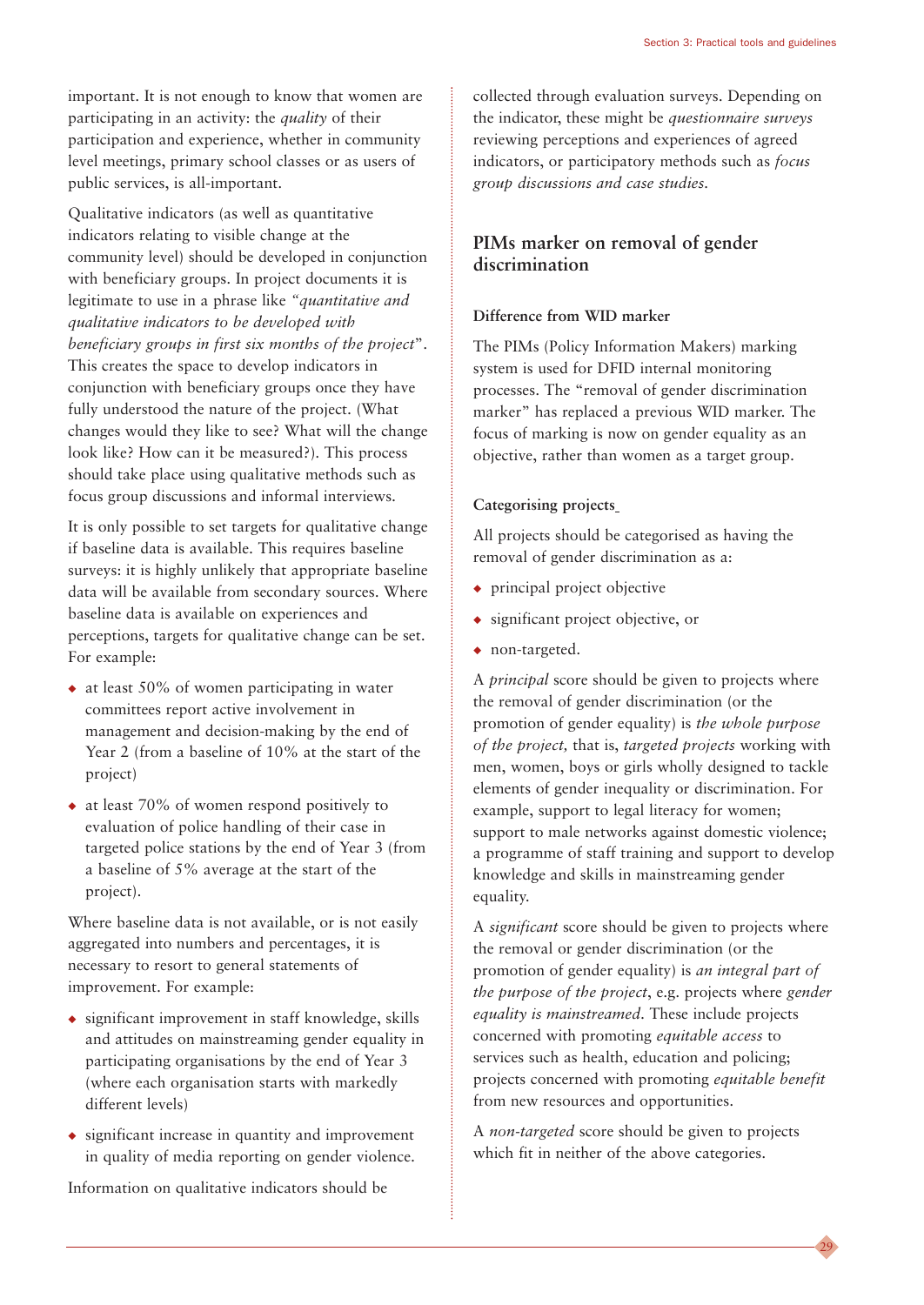important. It is not enough to know that women are participating in an activity: the *quality* of their participation and experience, whether in community level meetings, primary school classes or as users of public services, is all-important.

Qualitative indicators (as well as quantitative indicators relating to visible change at the community level) should be developed in conjunction with beneficiary groups. In project documents it is legitimate to use in a phrase like *"quantitative and qualitative indicators to be developed with beneficiary groups in first six months of the project"*. This creates the space to develop indicators in conjunction with beneficiary groups once they have fully understood the nature of the project. (What changes would they like to see? What will the change look like? How can it be measured?). This process should take place using qualitative methods such as focus group discussions and informal interviews.

It is only possible to set targets for qualitative change if baseline data is available. This requires baseline surveys: it is highly unlikely that appropriate baseline data will be available from secondary sources. Where baseline data is available on experiences and perceptions, targets for qualitative change can be set. For example:

- at least 50% of women participating in water committees report active involvement in management and decision-making by the end of Year 2 (from a baseline of 10% at the start of the project)
- at least 70% of women respond positively to evaluation of police handling of their case in targeted police stations by the end of Year 3 (from a baseline of 5% average at the start of the project).

Where baseline data is not available, or is not easily aggregated into numbers and percentages, it is necessary to resort to general statements of improvement. For example:

- significant improvement in staff knowledge, skills and attitudes on mainstreaming gender equality in participating organisations by the end of Year 3 (where each organisation starts with markedly different levels)
- significant increase in quantity and improvement in quality of media reporting on gender violence.

Information on qualitative indicators should be collected through evaluation surveys. Depending on the indicator, these might be *questionnaire surveys* reviewing perceptions and experiences of agreed indicators, or participatory methods such as *focus group discussions and case studies.*

## PIMs marker on removal of gender discrimination

### Difference from WID marker

The PIMs (Policy Information Makers) marking system is used for DFID internal monitoring processes. The "removal of gender discrimination marker" has replaced a previous WID marker. The focus of marking is now on gender equality as an objective, rather than women as a target group.

### Categorising projects

All projects should be categorised as having the removal of gender discrimination as a:

- principal project objective
- significant project objective, or
- non-targeted.

A *principal* score should be given to projects where the removal of gender discrimination (or the promotion of gender equality) is *the whole purpose of the project,* that is, *targeted projects* working with men, women, boys or girls wholly designed to tackle elements of gender inequality or discrimination. For example, support to legal literacy for women; support to male networks against domestic violence; a programme of staff training and support to develop knowledge and skills in mainstreaming gender equality.

A *significant* score should be given to projects where the removal or gender discrimination (or the promotion of gender equality) is *an integral part of the purpose of the project*, e.g. projects where *gender equality is mainstreamed*. These include projects concerned with promoting *equitable access* to services such as health, education and policing; projects concerned with promoting *equitable benefit* from new resources and opportunities.

A *non-targeted* score should be given to projects which fit in neither of the above categories.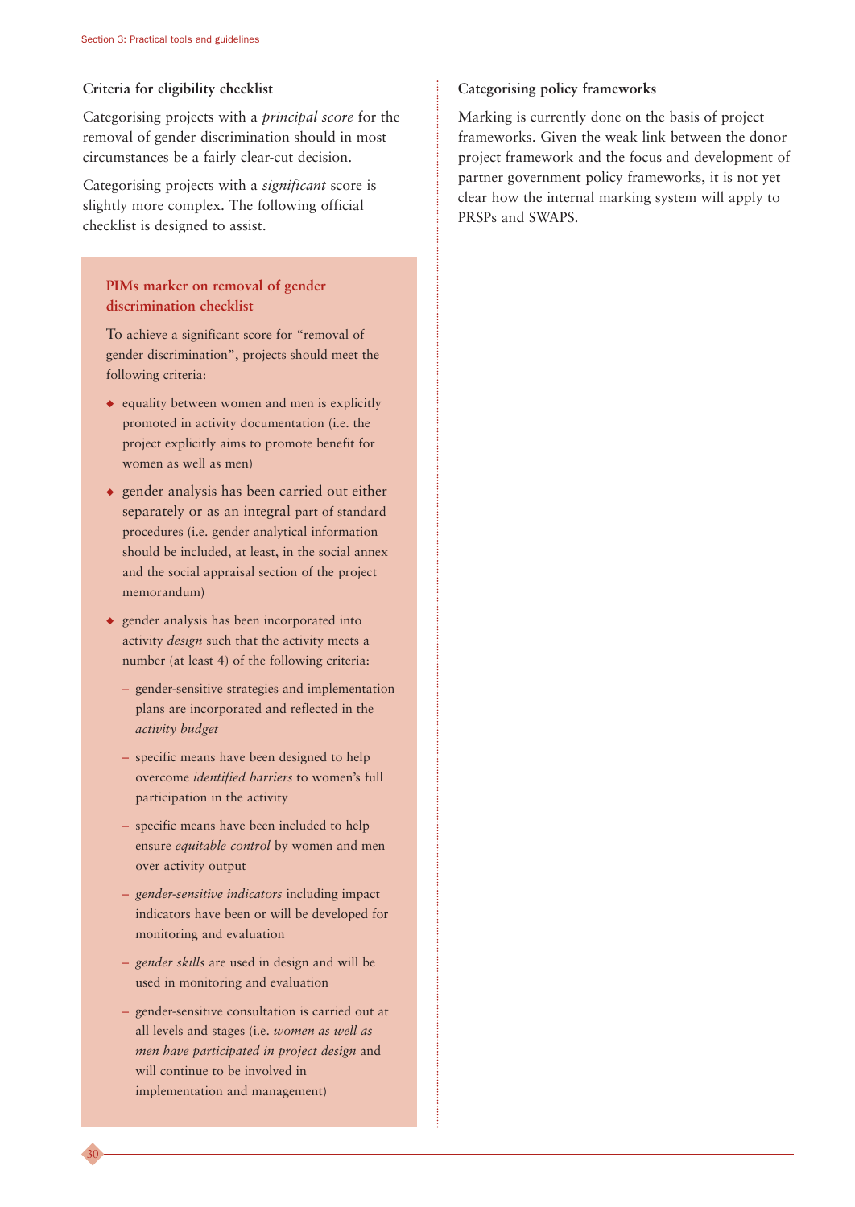### Criteria for eligibility checklist

Categorising projects with a *principal score* for the removal of gender discrimination should in most circumstances be a fairly clear-cut decision.

Categorising projects with a *significant* score is slightly more complex. The following official checklist is designed to assist.

#### PIMs marker on removal of gender discrimination checklist

To achieve a significant score for "removal of gender discrimination", projects should meet the following criteria:

- equality between women and men is explicitly promoted in activity documentation (i.e. the project explicitly aims to promote benefit for women as well as men)
- gender analysis has been carried out either separately or as an integral part of standard procedures (i.e. gender analytical information should be included, at least, in the social annex and the social appraisal section of the project memorandum)
- gender analysis has been incorporated into activity *design* such that the activity meets a number (at least 4) of the following criteria:
  - gender-sensitive strategies and implementation plans are incorporated and reflected in the *activity budget*
  - specific means have been designed to help overcome *identified barriers* to women's full participation in the activity
  - specific means have been included to help ensure *equitable control* by women and men over activity output
  - *gender-sensitive indicators* including impact indicators have been or will be developed for monitoring and evaluation
  - *gender skills* are used in design and will be used in monitoring and evaluation
  - gender-sensitive consultation is carried out at all levels and stages (i.e. *women as well as men have participated in project design* and will continue to be involved in implementation and management)

### Categorising policy frameworks

Marking is currently done on the basis of project frameworks. Given the weak link between the donor project framework and the focus and development of partner government policy frameworks, it is not yet clear how the internal marking system will apply to PRSPs and SWAPS.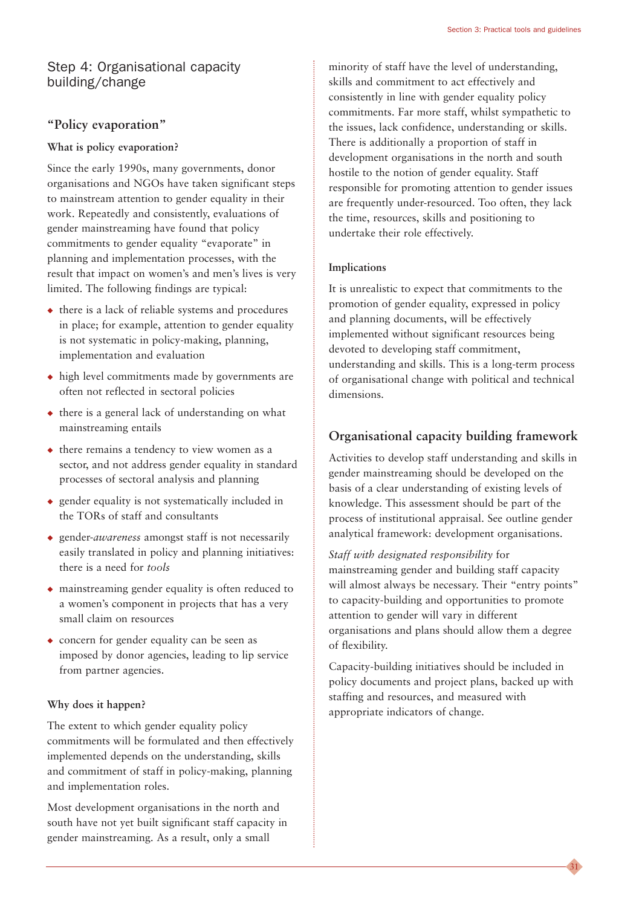## Step 4: Organisational capacity building/change

### "Policy evaporation"

#### What is policy evaporation?

Since the early 1990s, many governments, donor organisations and NGOs have taken significant steps to mainstream attention to gender equality in their work. Repeatedly and consistently, evaluations of gender mainstreaming have found that policy commitments to gender equality "evaporate" in planning and implementation processes, with the result that impact on women's and men's lives is very limited. The following findings are typical:

- there is a lack of reliable systems and procedures in place; for example, attention to gender equality is not systematic in policy-making, planning, implementation and evaluation
- high level commitments made by governments are often not reflected in sectoral policies
- there is a general lack of understanding on what mainstreaming entails
- there remains a tendency to view women as a sector, and not address gender equality in standard processes of sectoral analysis and planning
- gender equality is not systematically included in the TORs of staff and consultants
- gender-*awareness* amongst staff is not necessarily easily translated in policy and planning initiatives: there is a need for *tools*
- mainstreaming gender equality is often reduced to a women's component in projects that has a very small claim on resources
- concern for gender equality can be seen as imposed by donor agencies, leading to lip service from partner agencies.

#### Why does it happen?

The extent to which gender equality policy commitments will be formulated and then effectively implemented depends on the understanding, skills and commitment of staff in policy-making, planning and implementation roles.

Most development organisations in the north and south have not yet built significant staff capacity in gender mainstreaming. As a result, only a small minority of staff have the level of understanding, skills and commitment to act effectively and consistently in line with gender equality policy commitments. Far more staff, whilst sympathetic to the issues, lack confidence, understanding or skills. There is additionally a proportion of staff in development organisations in the north and south hostile to the notion of gender equality. Staff responsible for promoting attention to gender issues are frequently under-resourced. Too often, they lack the time, resources, skills and positioning to undertake their role effectively.

#### Implications

It is unrealistic to expect that commitments to the promotion of gender equality, expressed in policy and planning documents, will be effectively implemented without significant resources being devoted to developing staff commitment, understanding and skills. This is a long-term process of organisational change with political and technical dimensions.

### Organisational capacity building framework

Activities to develop staff understanding and skills in gender mainstreaming should be developed on the basis of a clear understanding of existing levels of knowledge. This assessment should be part of the process of institutional appraisal. See outline gender analytical framework: development organisations.

*Staff with designated responsibility* for mainstreaming gender and building staff capacity will almost always be necessary. Their "entry points" to capacity-building and opportunities to promote attention to gender will vary in different organisations and plans should allow them a degree of flexibility.

Capacity-building initiatives should be included in policy documents and project plans, backed up with staffing and resources, and measured with appropriate indicators of change.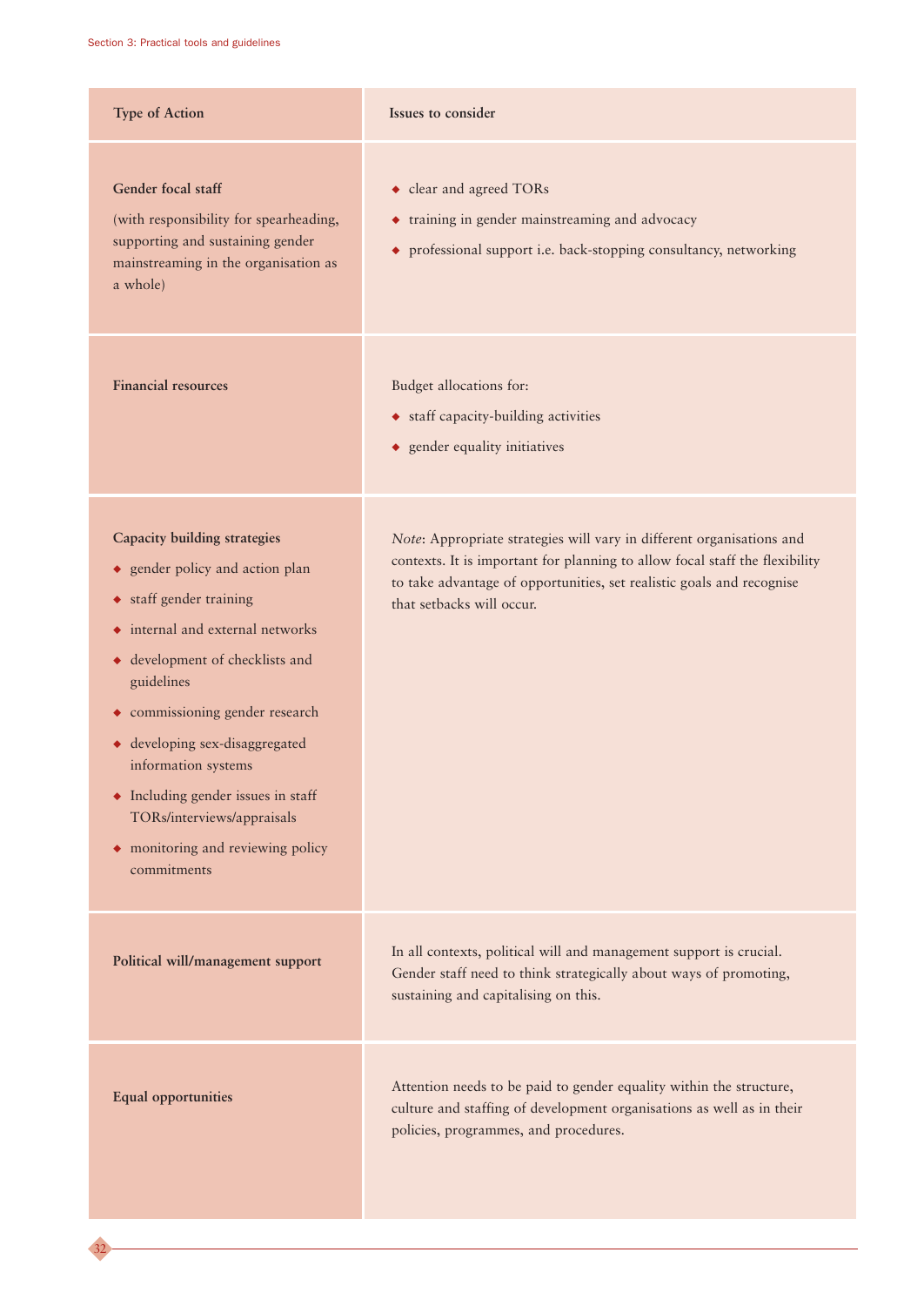| Type of Action | Issues to consider |
| --- | --- |
| **Gender focal staff**<br>(with responsibility for spearheading, supporting and sustaining gender mainstreaming in the organisation as a whole) | ◆ clear and agreed TORs<br>◆ training in gender mainstreaming and advocacy<br>◆ professional support i.e. back-stopping consultancy, networking |
| **Financial resources** | Budget allocations for:<br>◆ staff capacity-building activities<br>◆ gender equality initiatives |
| **Capacity building strategies**<br>◆ gender policy and action plan<br>◆ staff gender training<br>◆ internal and external networks<br>◆ development of checklists and guidelines<br>◆ commissioning gender research<br>◆ developing sex-disaggregated information systems<br>◆ Including gender issues in staff TORs/interviews/appraisals<br>◆ monitoring and reviewing policy commitments | *Note*: Appropriate strategies will vary in different organisations and contexts. It is important for planning to allow focal staff the flexibility to take advantage of opportunities, set realistic goals and recognise that setbacks will occur. |
| **Political will/management support** | In all contexts, political will and management support is crucial. Gender staff need to think strategically about ways of promoting, sustaining and capitalising on this. |
| **Equal opportunities** | Attention needs to be paid to gender equality within the structure, culture and staffing of development organisations as well as in their policies, programmes, and procedures. |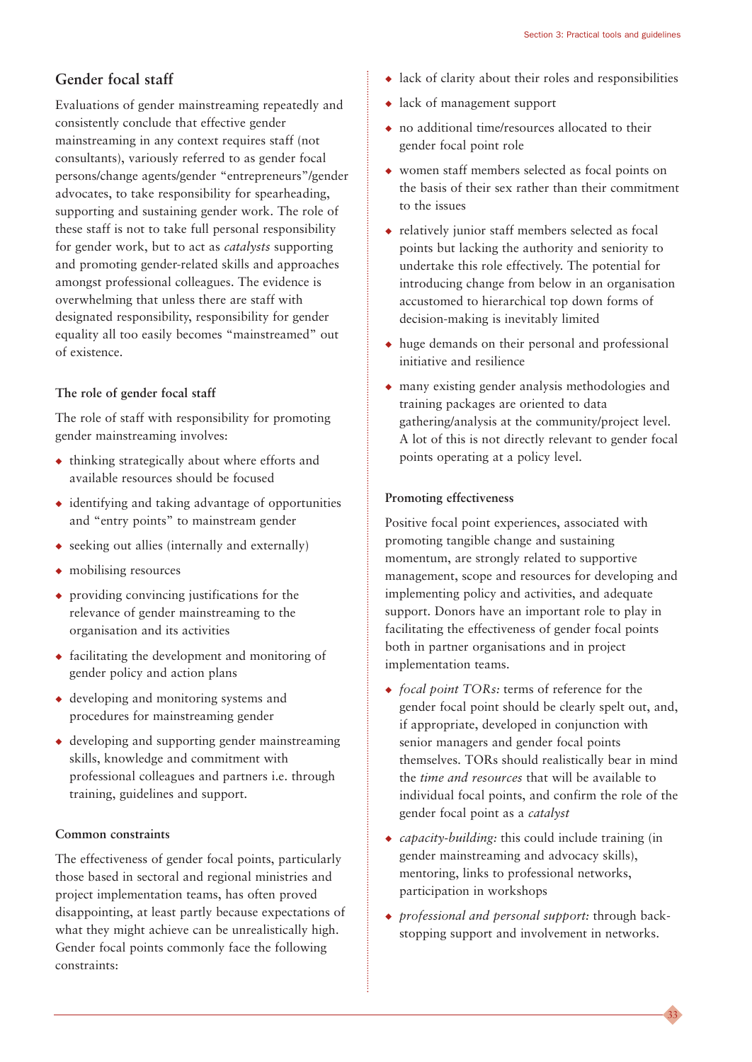## Gender focal staff

Evaluations of gender mainstreaming repeatedly and consistently conclude that effective gender mainstreaming in any context requires staff (not consultants), variously referred to as gender focal persons/change agents/gender "entrepreneurs"/gender advocates, to take responsibility for spearheading, supporting and sustaining gender work. The role of these staff is not to take full personal responsibility for gender work, but to act as *catalysts* supporting and promoting gender-related skills and approaches amongst professional colleagues. The evidence is overwhelming that unless there are staff with designated responsibility, responsibility for gender equality all too easily becomes "mainstreamed" out of existence.

### The role of gender focal staff

The role of staff with responsibility for promoting gender mainstreaming involves:

- thinking strategically about where efforts and available resources should be focused
- identifying and taking advantage of opportunities and "entry points" to mainstream gender
- seeking out allies (internally and externally)
- mobilising resources
- providing convincing justifications for the relevance of gender mainstreaming to the organisation and its activities
- facilitating the development and monitoring of gender policy and action plans
- developing and monitoring systems and procedures for mainstreaming gender
- developing and supporting gender mainstreaming skills, knowledge and commitment with professional colleagues and partners i.e. through training, guidelines and support.

### Common constraints

The effectiveness of gender focal points, particularly those based in sectoral and regional ministries and project implementation teams, has often proved disappointing, at least partly because expectations of what they might achieve can be unrealistically high. Gender focal points commonly face the following constraints:

- lack of clarity about their roles and responsibilities
- lack of management support
- no additional time/resources allocated to their gender focal point role
- women staff members selected as focal points on the basis of their sex rather than their commitment to the issues
- relatively junior staff members selected as focal points but lacking the authority and seniority to undertake this role effectively. The potential for introducing change from below in an organisation accustomed to hierarchical top down forms of decision-making is inevitably limited
- huge demands on their personal and professional initiative and resilience
- many existing gender analysis methodologies and training packages are oriented to data gathering/analysis at the community/project level. A lot of this is not directly relevant to gender focal points operating at a policy level.

### Promoting effectiveness

Positive focal point experiences, associated with promoting tangible change and sustaining momentum, are strongly related to supportive management, scope and resources for developing and implementing policy and activities, and adequate support. Donors have an important role to play in facilitating the effectiveness of gender focal points both in partner organisations and in project implementation teams.

- *focal point TORs:* terms of reference for the gender focal point should be clearly spelt out, and, if appropriate, developed in conjunction with senior managers and gender focal points themselves. TORs should realistically bear in mind the *time and resources* that will be available to individual focal points, and confirm the role of the gender focal point as a *catalyst*
- *capacity-building:* this could include training (in gender mainstreaming and advocacy skills), mentoring, links to professional networks, participation in workshops
- *professional and personal support:* through back-stopping support and involvement in networks.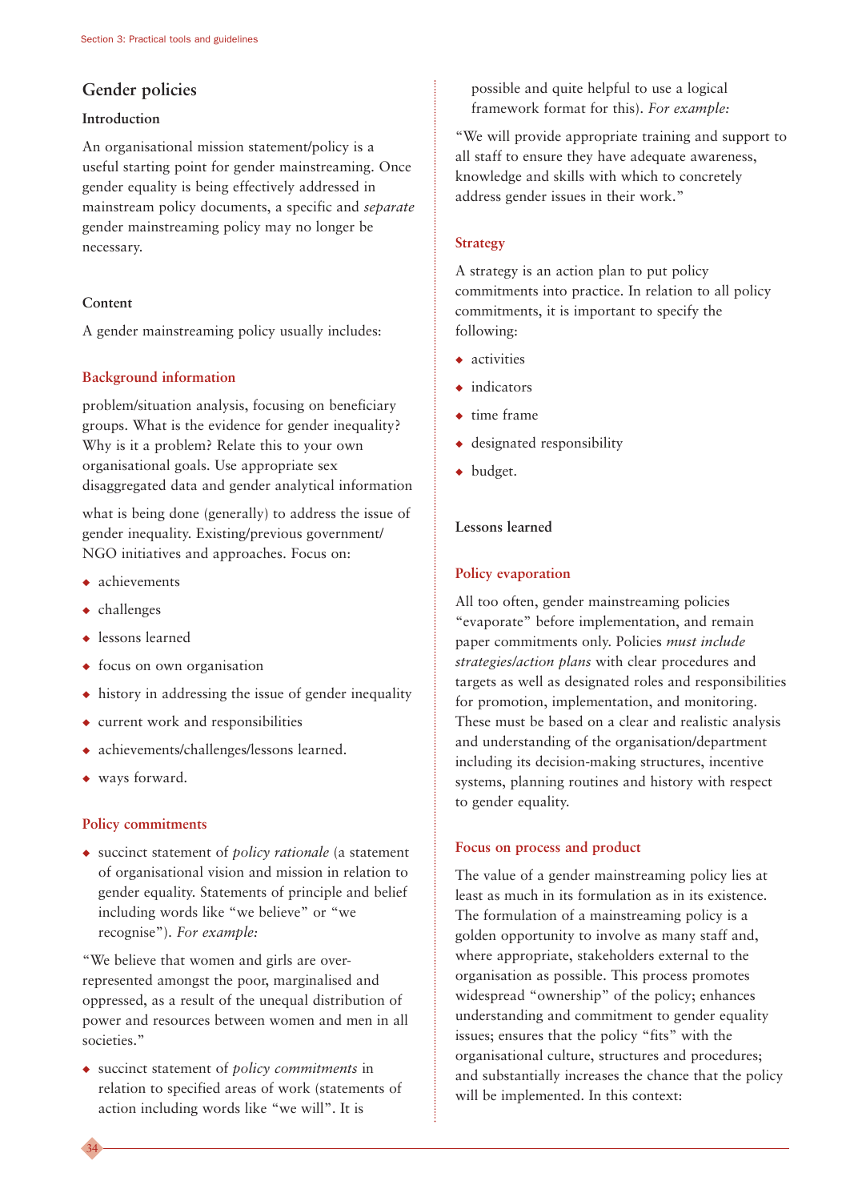## Gender policies

### Introduction

An organisational mission statement/policy is a useful starting point for gender mainstreaming. Once gender equality is being effectively addressed in mainstream policy documents, a specific and *separate* gender mainstreaming policy may no longer be necessary.

### Content

A gender mainstreaming policy usually includes:

#### Background information

problem/situation analysis, focusing on beneficiary groups. What is the evidence for gender inequality? Why is it a problem? Relate this to your own organisational goals. Use appropriate sex disaggregated data and gender analytical information

what is being done (generally) to address the issue of gender inequality. Existing/previous government/ NGO initiatives and approaches. Focus on:

- achievements
- challenges
- lessons learned
- focus on own organisation
- history in addressing the issue of gender inequality
- current work and responsibilities
- achievements/challenges/lessons learned.
- ways forward.

#### Policy commitments

- succinct statement of *policy rationale* (a statement of organisational vision and mission in relation to gender equality. Statements of principle and belief including words like "we believe" or "we recognise"). *For example:*

"We believe that women and girls are over-represented amongst the poor, marginalised and oppressed, as a result of the unequal distribution of power and resources between women and men in all societies."

- succinct statement of *policy commitments* in relation to specified areas of work (statements of action including words like "we will". It is possible and quite helpful to use a logical framework format for this). *For example:*

"We will provide appropriate training and support to all staff to ensure they have adequate awareness, knowledge and skills with which to concretely address gender issues in their work."

#### Strategy

A strategy is an action plan to put policy commitments into practice. In relation to all policy commitments, it is important to specify the following:

- activities
- indicators
- time frame
- designated responsibility
- budget.

### Lessons learned

#### Policy evaporation

All too often, gender mainstreaming policies "evaporate" before implementation, and remain paper commitments only. Policies *must include strategies/action plans* with clear procedures and targets as well as designated roles and responsibilities for promotion, implementation, and monitoring. These must be based on a clear and realistic analysis and understanding of the organisation/department including its decision-making structures, incentive systems, planning routines and history with respect to gender equality.

#### Focus on process and product

The value of a gender mainstreaming policy lies at least as much in its formulation as in its existence. The formulation of a mainstreaming policy is a golden opportunity to involve as many staff and, where appropriate, stakeholders external to the organisation as possible. This process promotes widespread "ownership" of the policy; enhances understanding and commitment to gender equality issues; ensures that the policy "fits" with the organisational culture, structures and procedures; and substantially increases the chance that the policy will be implemented. In this context: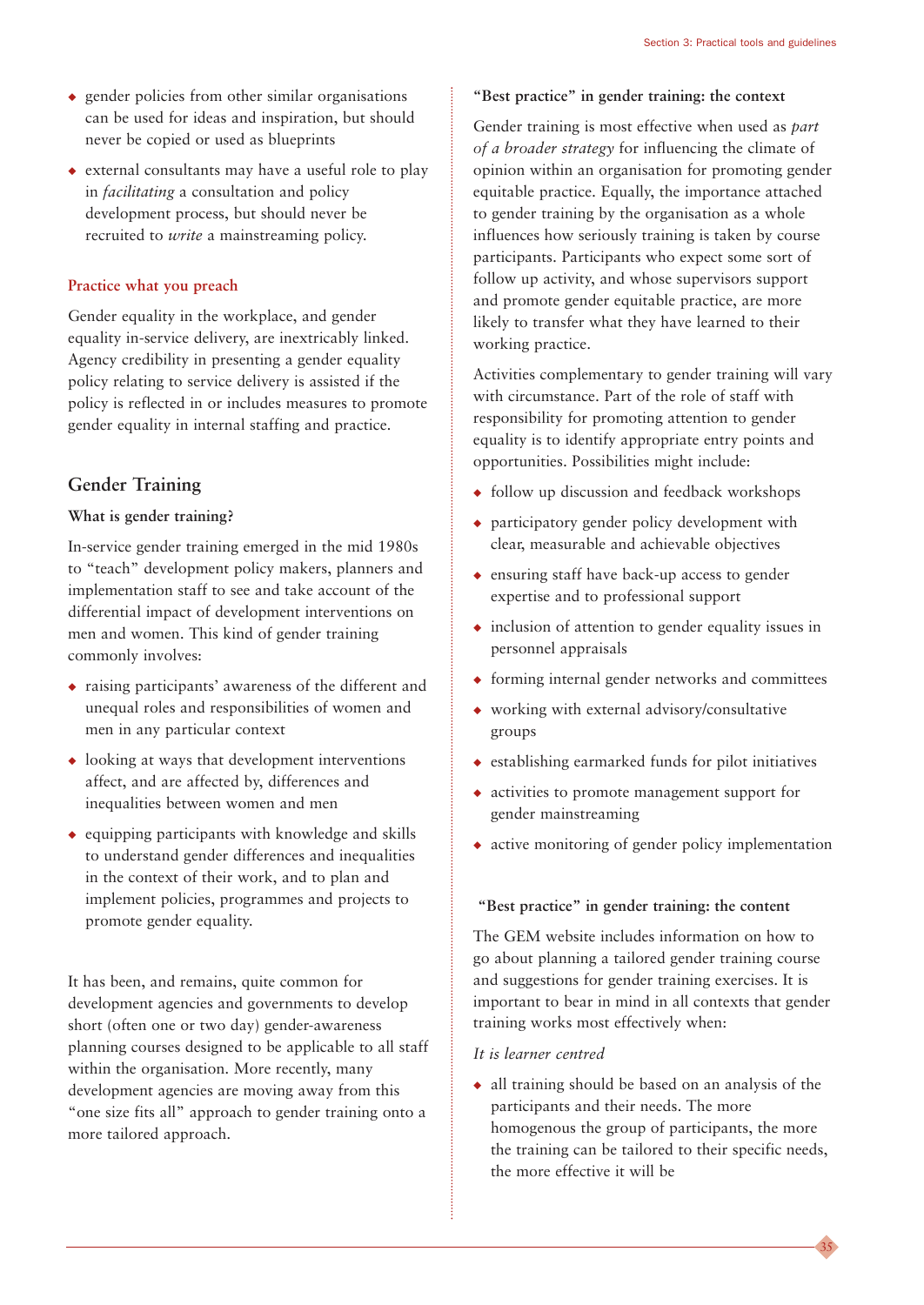- gender policies from other similar organisations can be used for ideas and inspiration, but should never be copied or used as blueprints
- external consultants may have a useful role to play in *facilitating* a consultation and policy development process, but should never be recruited to *write* a mainstreaming policy.

### Practice what you preach

Gender equality in the workplace, and gender equality in-service delivery, are inextricably linked. Agency credibility in presenting a gender equality policy relating to service delivery is assisted if the policy is reflected in or includes measures to promote gender equality in internal staffing and practice.

## Gender Training

### What is gender training?

In-service gender training emerged in the mid 1980s to "teach" development policy makers, planners and implementation staff to see and take account of the differential impact of development interventions on men and women. This kind of gender training commonly involves:

- raising participants' awareness of the different and unequal roles and responsibilities of women and men in any particular context
- looking at ways that development interventions affect, and are affected by, differences and inequalities between women and men
- equipping participants with knowledge and skills to understand gender differences and inequalities in the context of their work, and to plan and implement policies, programmes and projects to promote gender equality.

It has been, and remains, quite common for development agencies and governments to develop short (often one or two day) gender-awareness planning courses designed to be applicable to all staff within the organisation. More recently, many development agencies are moving away from this "one size fits all" approach to gender training onto a more tailored approach.

### "Best practice" in gender training: the context

Gender training is most effective when used as *part of a broader strategy* for influencing the climate of opinion within an organisation for promoting gender equitable practice. Equally, the importance attached to gender training by the organisation as a whole influences how seriously training is taken by course participants. Participants who expect some sort of follow up activity, and whose supervisors support and promote gender equitable practice, are more likely to transfer what they have learned to their working practice.

Activities complementary to gender training will vary with circumstance. Part of the role of staff with responsibility for promoting attention to gender equality is to identify appropriate entry points and opportunities. Possibilities might include:

- follow up discussion and feedback workshops
- participatory gender policy development with clear, measurable and achievable objectives
- ensuring staff have back-up access to gender expertise and to professional support
- inclusion of attention to gender equality issues in personnel appraisals
- forming internal gender networks and committees
- working with external advisory/consultative groups
- establishing earmarked funds for pilot initiatives
- activities to promote management support for gender mainstreaming
- active monitoring of gender policy implementation

### "Best practice" in gender training: the content

The GEM website includes information on how to go about planning a tailored gender training course and suggestions for gender training exercises. It is important to bear in mind in all contexts that gender training works most effectively when:

*It is learner centred*

- all training should be based on an analysis of the participants and their needs. The more homogenous the group of participants, the more the training can be tailored to their specific needs, the more effective it will be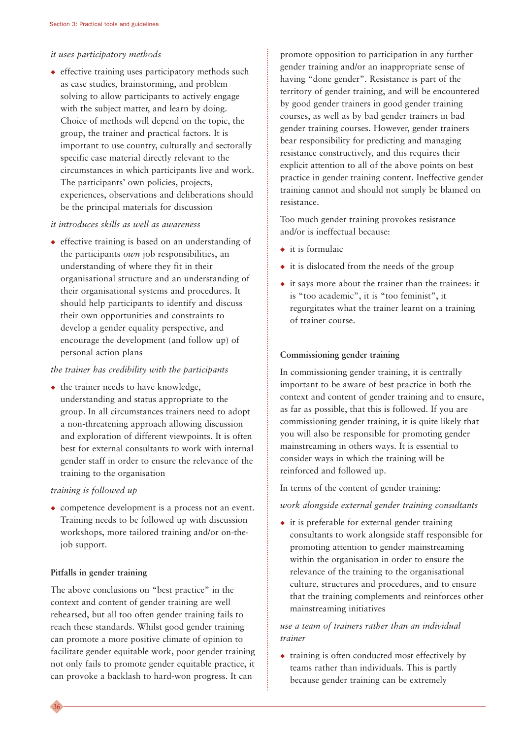*it uses participatory methods*

- effective training uses participatory methods such as case studies, brainstorming, and problem solving to allow participants to actively engage with the subject matter, and learn by doing. Choice of methods will depend on the topic, the group, the trainer and practical factors. It is important to use country, culturally and sectorally specific case material directly relevant to the circumstances in which participants live and work. The participants' own policies, projects, experiences, observations and deliberations should be the principal materials for discussion

*it introduces skills as well as awareness*

- effective training is based on an understanding of the participants *own* job responsibilities, an understanding of where they fit in their organisational structure and an understanding of their organisational systems and procedures. It should help participants to identify and discuss their own opportunities and constraints to develop a gender equality perspective, and encourage the development (and follow up) of personal action plans

*the trainer has credibility with the participants*

- the trainer needs to have knowledge, understanding and status appropriate to the group. In all circumstances trainers need to adopt a non-threatening approach allowing discussion and exploration of different viewpoints. It is often best for external consultants to work with internal gender staff in order to ensure the relevance of the training to the organisation

*training is followed up*

- competence development is a process not an event. Training needs to be followed up with discussion workshops, more tailored training and/or on-the-job support.

**Pitfalls in gender training**

The above conclusions on "best practice" in the context and content of gender training are well rehearsed, but all too often gender training fails to reach these standards. Whilst good gender training can promote a more positive climate of opinion to facilitate gender equitable work, poor gender training not only fails to promote gender equitable practice, it can provoke a backlash to hard-won progress. It can promote opposition to participation in any further gender training and/or an inappropriate sense of having "done gender". Resistance is part of the territory of gender training, and will be encountered by good gender trainers in good gender training courses, as well as by bad gender trainers in bad gender training courses. However, gender trainers bear responsibility for predicting and managing resistance constructively, and this requires their explicit attention to all of the above points on best practice in gender training content. Ineffective gender training cannot and should not simply be blamed on resistance.

Too much gender training provokes resistance and/or is ineffectual because:

- it is formulaic
- it is dislocated from the needs of the group
- it says more about the trainer than the trainees: it is "too academic", it is "too feminist", it regurgitates what the trainer learnt on a training of trainer course.

**Commissioning gender training**

In commissioning gender training, it is centrally important to be aware of best practice in both the context and content of gender training and to ensure, as far as possible, that this is followed. If you are commissioning gender training, it is quite likely that you will also be responsible for promoting gender mainstreaming in others ways. It is essential to consider ways in which the training will be reinforced and followed up.

In terms of the content of gender training:

*work alongside external gender training consultants*

- it is preferable for external gender training consultants to work alongside staff responsible for promoting attention to gender mainstreaming within the organisation in order to ensure the relevance of the training to the organisational culture, structures and procedures, and to ensure that the training complements and reinforces other mainstreaming initiatives

*use a team of trainers rather than an individual trainer*

- training is often conducted most effectively by teams rather than individuals. This is partly because gender training can be extremely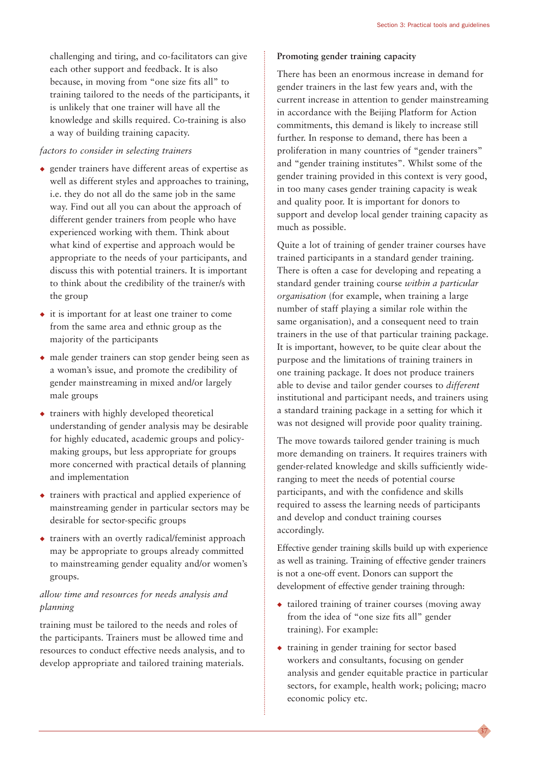challenging and tiring, and co-facilitators can give each other support and feedback. It is also because, in moving from "one size fits all" to training tailored to the needs of the participants, it is unlikely that one trainer will have all the knowledge and skills required. Co-training is also a way of building training capacity.

*factors to consider in selecting trainers*

- gender trainers have different areas of expertise as well as different styles and approaches to training, i.e. they do not all do the same job in the same way. Find out all you can about the approach of different gender trainers from people who have experienced working with them. Think about what kind of expertise and approach would be appropriate to the needs of your participants, and discuss this with potential trainers. It is important to think about the credibility of the trainer/s with the group
- it is important for at least one trainer to come from the same area and ethnic group as the majority of the participants
- male gender trainers can stop gender being seen as a woman's issue, and promote the credibility of gender mainstreaming in mixed and/or largely male groups
- trainers with highly developed theoretical understanding of gender analysis may be desirable for highly educated, academic groups and policy-making groups, but less appropriate for groups more concerned with practical details of planning and implementation
- trainers with practical and applied experience of mainstreaming gender in particular sectors may be desirable for sector-specific groups
- trainers with an overtly radical/feminist approach may be appropriate to groups already committed to mainstreaming gender equality and/or women's groups.

*allow time and resources for needs analysis and planning*

training must be tailored to the needs and roles of the participants. Trainers must be allowed time and resources to conduct effective needs analysis, and to develop appropriate and tailored training materials.

**Promoting gender training capacity**

There has been an enormous increase in demand for gender trainers in the last few years and, with the current increase in attention to gender mainstreaming in accordance with the Beijing Platform for Action commitments, this demand is likely to increase still further. In response to demand, there has been a proliferation in many countries of "gender trainers" and "gender training institutes". Whilst some of the gender training provided in this context is very good, in too many cases gender training capacity is weak and quality poor. It is important for donors to support and develop local gender training capacity as much as possible.

Quite a lot of training of gender trainer courses have trained participants in a standard gender training. There is often a case for developing and repeating a standard gender training course *within a particular organisation* (for example, when training a large number of staff playing a similar role within the same organisation), and a consequent need to train trainers in the use of that particular training package. It is important, however, to be quite clear about the purpose and the limitations of training trainers in one training package. It does not produce trainers able to devise and tailor gender courses to *different* institutional and participant needs, and trainers using a standard training package in a setting for which it was not designed will provide poor quality training.

The move towards tailored gender training is much more demanding on trainers. It requires trainers with gender-related knowledge and skills sufficiently wide-ranging to meet the needs of potential course participants, and with the confidence and skills required to assess the learning needs of participants and develop and conduct training courses accordingly.

Effective gender training skills build up with experience as well as training. Training of effective gender trainers is not a one-off event. Donors can support the development of effective gender training through:

- tailored training of trainer courses (moving away from the idea of "one size fits all" gender training). For example:
- training in gender training for sector based workers and consultants, focusing on gender analysis and gender equitable practice in particular sectors, for example, health work; policing; macro economic policy etc.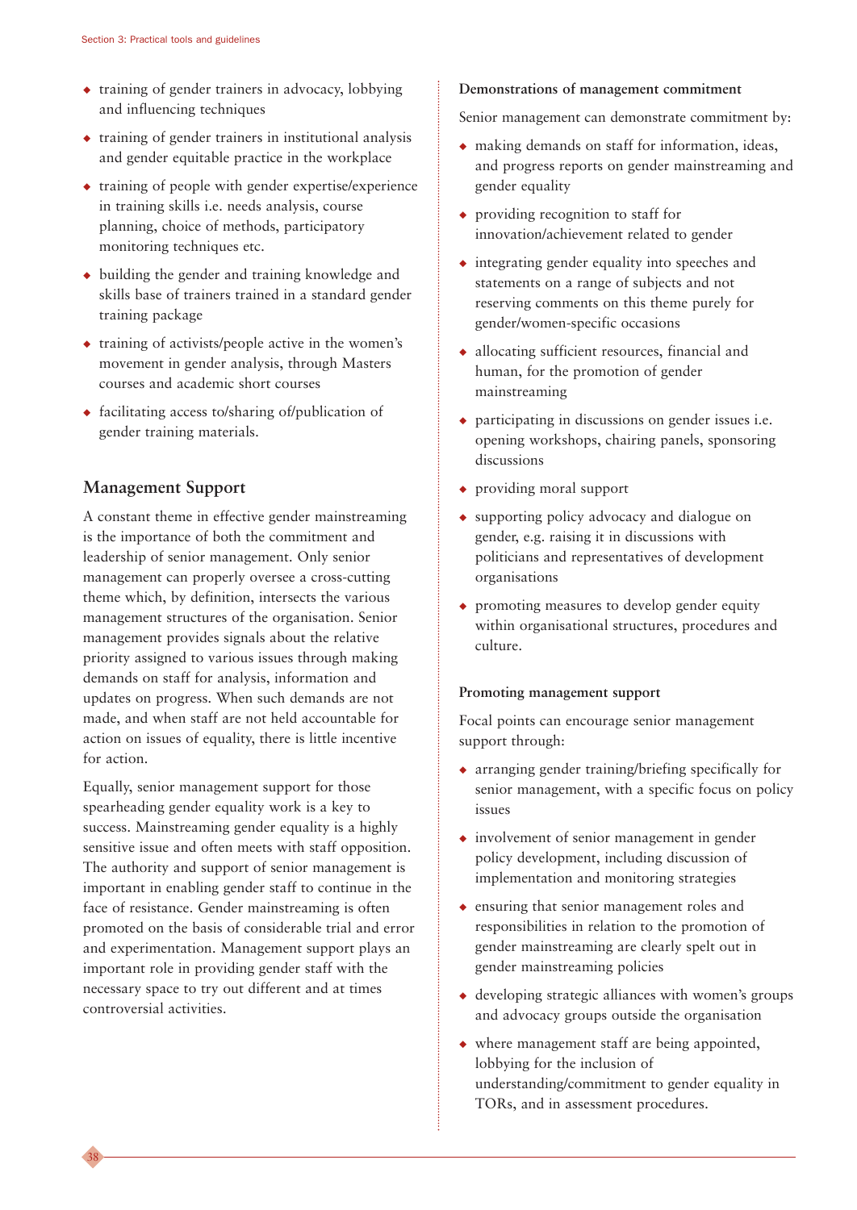- training of gender trainers in advocacy, lobbying and influencing techniques
- training of gender trainers in institutional analysis and gender equitable practice in the workplace
- training of people with gender expertise/experience in training skills i.e. needs analysis, course planning, choice of methods, participatory monitoring techniques etc.
- building the gender and training knowledge and skills base of trainers trained in a standard gender training package
- training of activists/people active in the women's movement in gender analysis, through Masters courses and academic short courses
- facilitating access to/sharing of/publication of gender training materials.

## Management Support

A constant theme in effective gender mainstreaming is the importance of both the commitment and leadership of senior management. Only senior management can properly oversee a cross-cutting theme which, by definition, intersects the various management structures of the organisation. Senior management provides signals about the relative priority assigned to various issues through making demands on staff for analysis, information and updates on progress. When such demands are not made, and when staff are not held accountable for action on issues of equality, there is little incentive for action.

Equally, senior management support for those spearheading gender equality work is a key to success. Mainstreaming gender equality is a highly sensitive issue and often meets with staff opposition. The authority and support of senior management is important in enabling gender staff to continue in the face of resistance. Gender mainstreaming is often promoted on the basis of considerable trial and error and experimentation. Management support plays an important role in providing gender staff with the necessary space to try out different and at times controversial activities.

#### Demonstrations of management commitment

Senior management can demonstrate commitment by:

- making demands on staff for information, ideas, and progress reports on gender mainstreaming and gender equality
- providing recognition to staff for innovation/achievement related to gender
- integrating gender equality into speeches and statements on a range of subjects and not reserving comments on this theme purely for gender/women-specific occasions
- allocating sufficient resources, financial and human, for the promotion of gender mainstreaming
- participating in discussions on gender issues i.e. opening workshops, chairing panels, sponsoring discussions
- providing moral support
- supporting policy advocacy and dialogue on gender, e.g. raising it in discussions with politicians and representatives of development organisations
- promoting measures to develop gender equity within organisational structures, procedures and culture.

#### Promoting management support

Focal points can encourage senior management support through:

- arranging gender training/briefing specifically for senior management, with a specific focus on policy issues
- involvement of senior management in gender policy development, including discussion of implementation and monitoring strategies
- ensuring that senior management roles and responsibilities in relation to the promotion of gender mainstreaming are clearly spelt out in gender mainstreaming policies
- developing strategic alliances with women's groups and advocacy groups outside the organisation
- where management staff are being appointed, lobbying for the inclusion of understanding/commitment to gender equality in TORs, and in assessment procedures.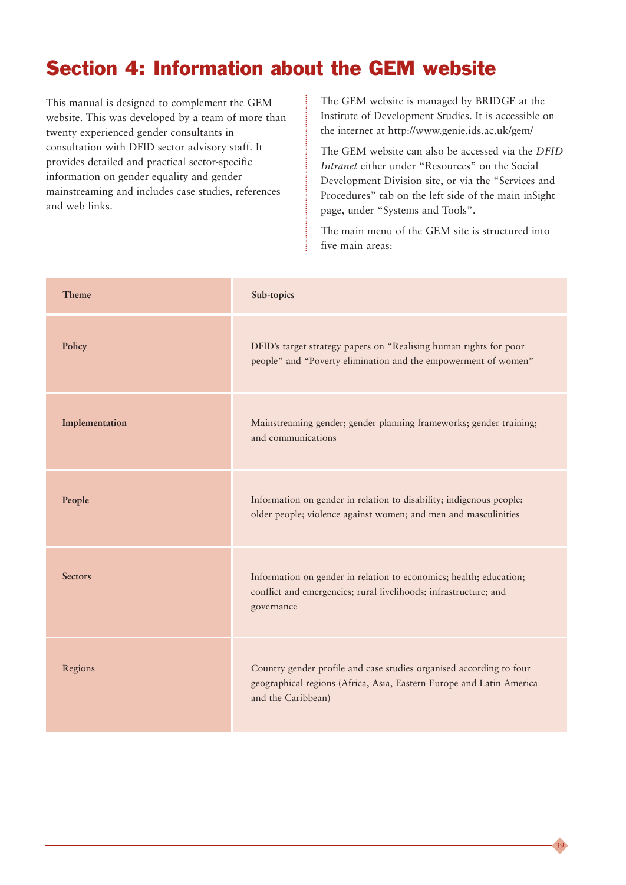# Section 4: Information about the GEM website

This manual is designed to complement the GEM website. This was developed by a team of more than twenty experienced gender consultants in consultation with DFID sector advisory staff. It provides detailed and practical sector-specific information on gender equality and gender mainstreaming and includes case studies, references and web links.

The GEM website is managed by BRIDGE at the Institute of Development Studies. It is accessible on the internet at http://www.genie.ids.ac.uk/gem/

The GEM website can also be accessed via the *DFID Intranet* either under "Resources" on the Social Development Division site, or via the "Services and Procedures" tab on the left side of the main inSight page, under "Systems and Tools".

The main menu of the GEM site is structured into five main areas:

| Theme | Sub-topics |
| --- | --- |
| **Policy** | DFID's target strategy papers on "Realising human rights for poor people" and "Poverty elimination and the empowerment of women" |
| **Implementation** | Mainstreaming gender; gender planning frameworks; gender training; and communications |
| **People** | Information on gender in relation to disability; indigenous people; older people; violence against women; and men and masculinities |
| **Sectors** | Information on gender in relation to economics; health; education; conflict and emergencies; rural livelihoods; infrastructure; and governance |
| Regions | Country gender profile and case studies organised according to four geographical regions (Africa, Asia, Eastern Europe and Latin America and the Caribbean) |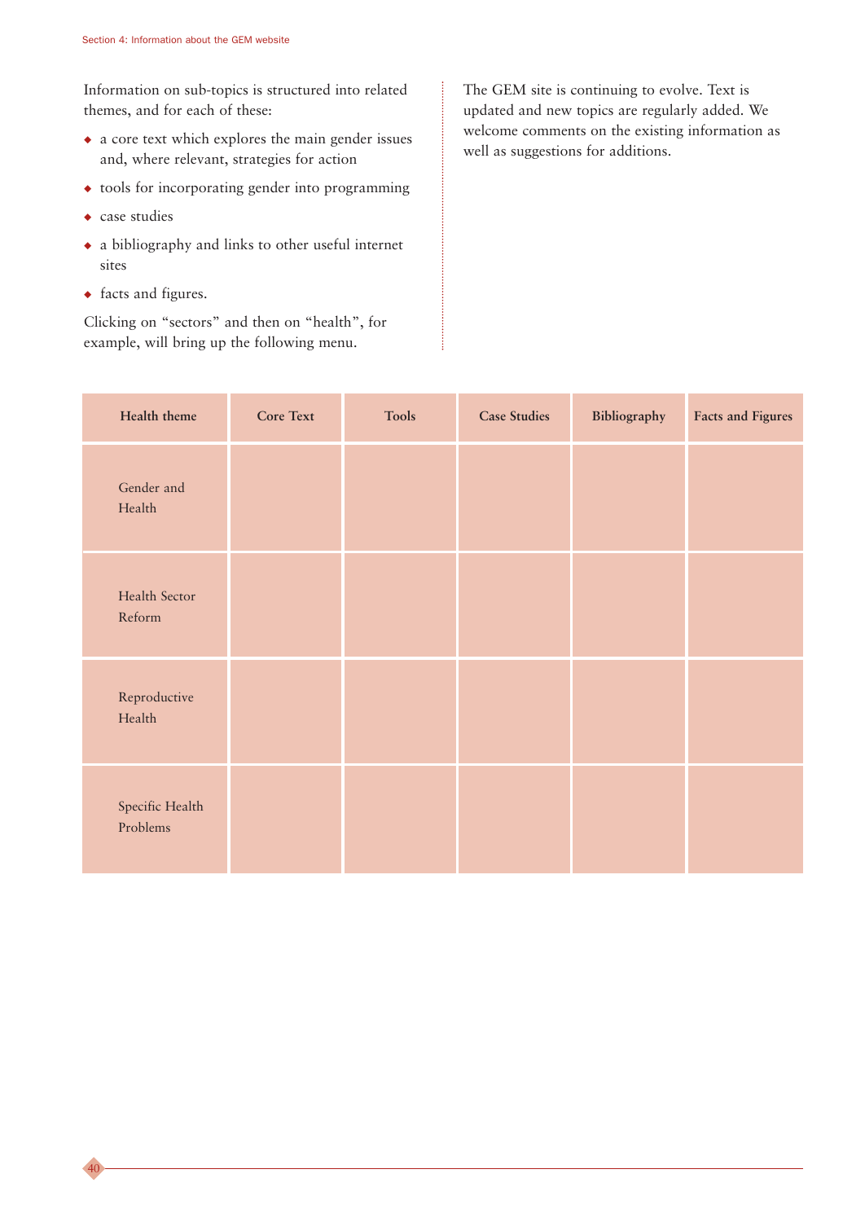Information on sub-topics is structured into related themes, and for each of these:

- a core text which explores the main gender issues and, where relevant, strategies for action
- tools for incorporating gender into programming
- case studies
- a bibliography and links to other useful internet sites
- facts and figures.

Clicking on "sectors" and then on "health", for example, will bring up the following menu.

The GEM site is continuing to evolve. Text is updated and new topics are regularly added. We welcome comments on the existing information as well as suggestions for additions.

| Health theme | Core Text | Tools | Case Studies | Bibliography | Facts and Figures |
|---|---|---|---|---|---|
| Gender and Health | | | | | |
| Health Sector Reform | | | | | |
| Reproductive Health | | | | | |
| Specific Health Problems | | | | | |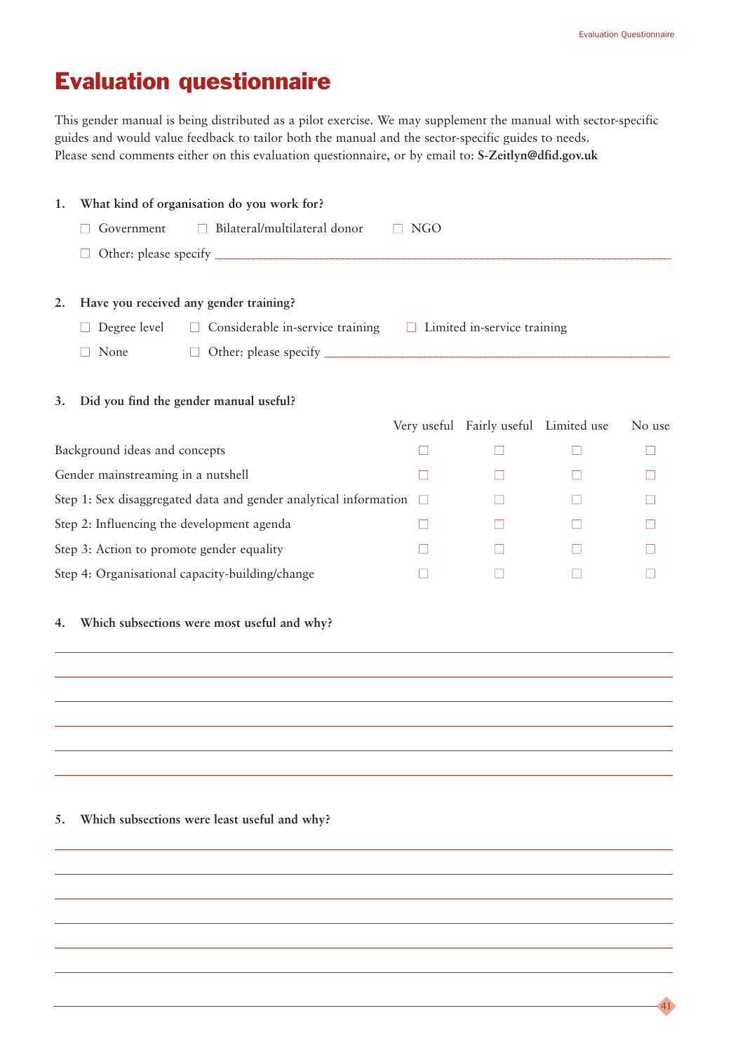# Evaluation questionnaire

This gender manual is being distributed as a pilot exercise. We may supplement the manual with sector-specific guides and would value feedback to tailor both the manual and the sector-specific guides to needs. Please send comments either on this evaluation questionnaire, or by email to: **S-Zeitlyn@dfid.gov.uk**

**1. What kind of organisation do you work for?**

☐ Government ☐ Bilateral/multilateral donor ☐ NGO

☐ Other: please specify ______________________________

**2. Have you received any gender training?**

☐ Degree level ☐ Considerable in-service training ☐ Limited in-service training

☐ None ☐ Other: please specify ______________________________

**3. Did you find the gender manual useful?**

| | Very useful | Fairly useful | Limited use | No use |
|---|---|---|---|---|
| Background ideas and concepts | ☐ | ☐ | ☐ | ☐ |
| Gender mainstreaming in a nutshell | ☐ | ☐ | ☐ | ☐ |
| Step 1: Sex disaggregated data and gender analytical information | ☐ | ☐ | ☐ | ☐ |
| Step 2: Influencing the development agenda | ☐ | ☐ | ☐ | ☐ |
| Step 3: Action to promote gender equality | ☐ | ☐ | ☐ | ☐ |
| Step 4: Organisational capacity-building/change | ☐ | ☐ | ☐ | ☐ |

**4. Which subsections were most useful and why?**

______________________________

______________________________

______________________________

______________________________

______________________________

______________________________

**5. Which subsections were least useful and why?**

______________________________

______________________________

______________________________

______________________________

______________________________

______________________________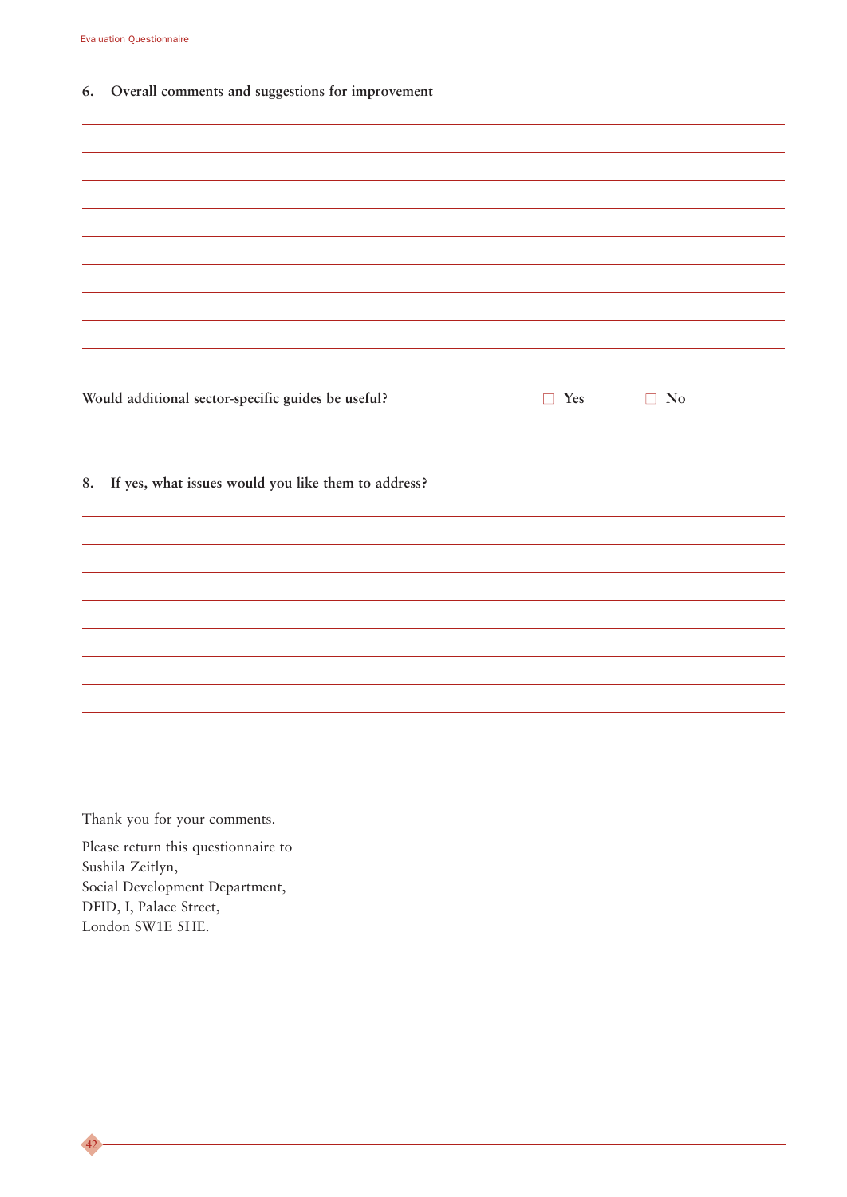**6. Overall comments and suggestions for improvement**

**Would additional sector-specific guides be useful?** ☐ **Yes** ☐ **No**

**8. If yes, what issues would you like them to address?**

Thank you for your comments.

Please return this questionnaire to
Sushila Zeitlyn,
Social Development Department,
DFID, I, Palace Street,
London SW1E 5HE.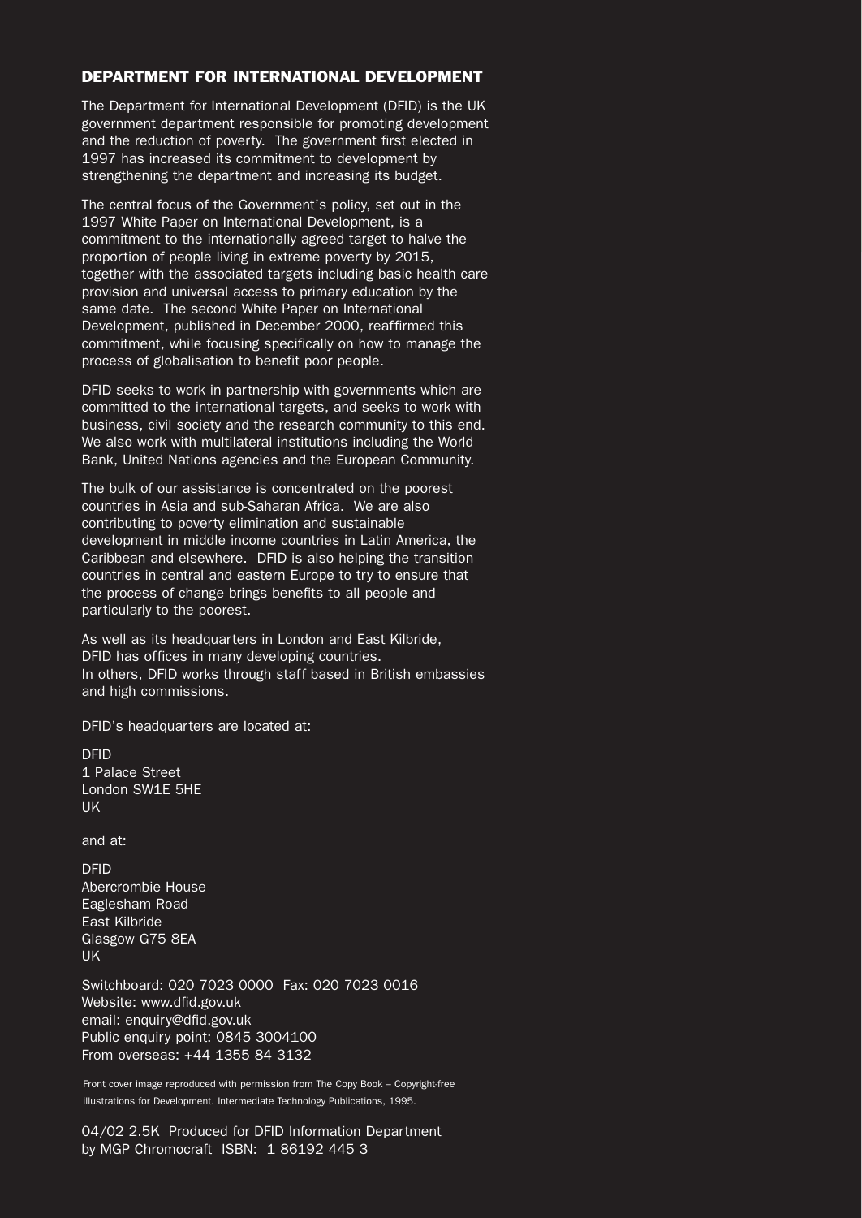## DEPARTMENT FOR INTERNATIONAL DEVELOPMENT

The Department for International Development (DFID) is the UK government department responsible for promoting development and the reduction of poverty. The government first elected in 1997 has increased its commitment to development by strengthening the department and increasing its budget.

The central focus of the Government's policy, set out in the 1997 White Paper on International Development, is a commitment to the internationally agreed target to halve the proportion of people living in extreme poverty by 2015, together with the associated targets including basic health care provision and universal access to primary education by the same date. The second White Paper on International Development, published in December 2000, reaffirmed this commitment, while focusing specifically on how to manage the process of globalisation to benefit poor people.

DFID seeks to work in partnership with governments which are committed to the international targets, and seeks to work with business, civil society and the research community to this end. We also work with multilateral institutions including the World Bank, United Nations agencies and the European Community.

The bulk of our assistance is concentrated on the poorest countries in Asia and sub-Saharan Africa. We are also contributing to poverty elimination and sustainable development in middle income countries in Latin America, the Caribbean and elsewhere. DFID is also helping the transition countries in central and eastern Europe to try to ensure that the process of change brings benefits to all people and particularly to the poorest.

As well as its headquarters in London and East Kilbride, DFID has offices in many developing countries. In others, DFID works through staff based in British embassies and high commissions.

DFID's headquarters are located at:

DFID
1 Palace Street
London SW1E 5HE
UK

and at:

DFID
Abercrombie House
Eaglesham Road
East Kilbride
Glasgow G75 8EA
UK

Switchboard: 020 7023 0000 Fax: 020 7023 0016
Website: www.dfid.gov.uk
email: enquiry@dfid.gov.uk
Public enquiry point: 0845 3004100
From overseas: +44 1355 84 3132

Front cover image reproduced with permission from The Copy Book – Copyright-free illustrations for Development. Intermediate Technology Publications, 1995.

04/02 2.5K Produced for DFID Information Department by MGP Chromocraft ISBN: 1 86192 445 3